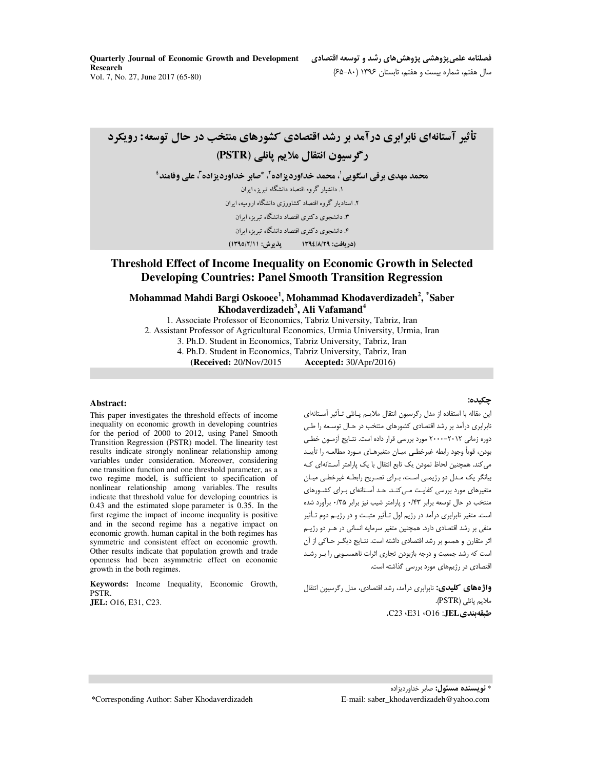# تأثیر آستانه‌ای نابرابری درآمد بر رشد اقتصادی کشورهای منتخب در حال توسعه: رویکرد رگرسیون انتقال ملایم پانلی (PSTR)

**محمد مهدی برقی اسگویی[1]، محمد خداوردیزاده[2]، \*صابر خداوردیزاده[3]، علی وفامند[4]**

۱. دانشیار گروه اقتصاد دانشگاه تبریز، ایران

۲. استادیار گروه اقتصاد کشاورزی دانشگاه ارومیه، ایران

۳. دانشجوی دکتری اقتصاد دانشگاه تبریز، ایران

۴. دانشجوی دکتری اقتصاد دانشگاه تبریز، ایران

**(دریافت: ۱۳۹٤/۸/۲۹ پذیرش: ۱۳۹۵/۲/۱۱)**

# Threshold Effect of Income Inequality on Economic Growth in Selected Developing Countries: Panel Smooth Transition Regression

**Mohammad Mahdi Bargi Oskooee[1], Mohammad Khodaverdizadeh[2], \*Saber Khodaverdizadeh[3], Ali Vafamand[4]**

1. Associate Professor of Economics, Tabriz University, Tabriz, Iran
2. Assistant Professor of Agricultural Economics, Urmia University, Urmia, Iran
3. Ph.D. Student in Economics, Tabriz University, Tabriz, Iran
4. Ph.D. Student in Economics, Tabriz University, Tabriz, Iran

**(Received:** 20/Nov/2015 **Accepted:** 30/Apr/2016)

## چکیده:

این مقاله با استفاده از مدل رگرسیون انتقال ملایم پانلی تأثیر آستانه‌ای نابرابری درآمد بر رشد اقتصادی کشورهای منتخب در حال توسعه را طی دوره زمانی ۲۰۱۲-۲۰۰۰ مورد بررسی قرار داده است. نتایج آزمون خطی بودن، قویاً وجود رابطه غیرخطی میان متغیرهای مورد مطالعه را تأیید می‌کند. همچنین لحاظ نمودن یک تابع انتقال با یک پارامتر آستانه‌ای که بیانگر یک مدل دو رژیمی است، برای تصریح رابطه غیرخطی میان متغیرهای مورد بررسی کفایت می‌کند. حد آستانه‌ای برای کشورهای منتخب در حال توسعه برابر ۰/۴۳ و پارامتر شیب نیز برابر ۰/۳۵ برآورد شده است. متغیر نابرابری درآمد در رژیم اول تأثیر مثبت و در رژیم دوم تأثیر منفی بر رشد اقتصادی دارد. همچنین متغیر سرمایه انسانی در هر دو رژیم اثر متقارن و همسو بر رشد اقتصادی داشته است. نتایج دیگر حاکی از آن است که رشد جمعیت و درجه بازبودن تجاری اثرات ناهمسویی را بر رشد اقتصادی در رژیم‌های مورد بررسی گذاشته است.

**واژه‌های کلیدی:** نابرابری درآمد، رشد اقتصادی، مدل رگرسیون انتقال ملایم پانلی (PSTR).

**طبقه‌بندی JEL**: O16، E31، C23.

## Abstract:

This paper investigates the threshold effects of income inequality on economic growth in developing countries for the period of 2000 to 2012, using Panel Smooth Transition Regression (PSTR) model. The linearity test results indicate strongly nonlinear relationship among variables under consideration. Moreover, considering one transition function and one threshold parameter, as a two regime model, is sufficient to specification of nonlinear relationship among variables. The results indicate that threshold value for developing countries is 0.43 and the estimated slope parameter is 0.35. In the first regime the impact of income inequality is positive and in the second regime has a negative impact on economic growth. human capital in the both regimes has symmetric and consistent effect on economic growth. Other results indicate that population growth and trade openness had been asymmetric effect on economic growth in the both regimes.

**Keywords:** Income Inequality, Economic Growth, PSTR.

**JEL:** O16, E31, C23.

\* **نویسنده مسئول:** صابر خداوردیزاده

\*Corresponding Author: Saber Khodaverdizadeh

E-mail: saber_khodaverdizadeh@yahoo.com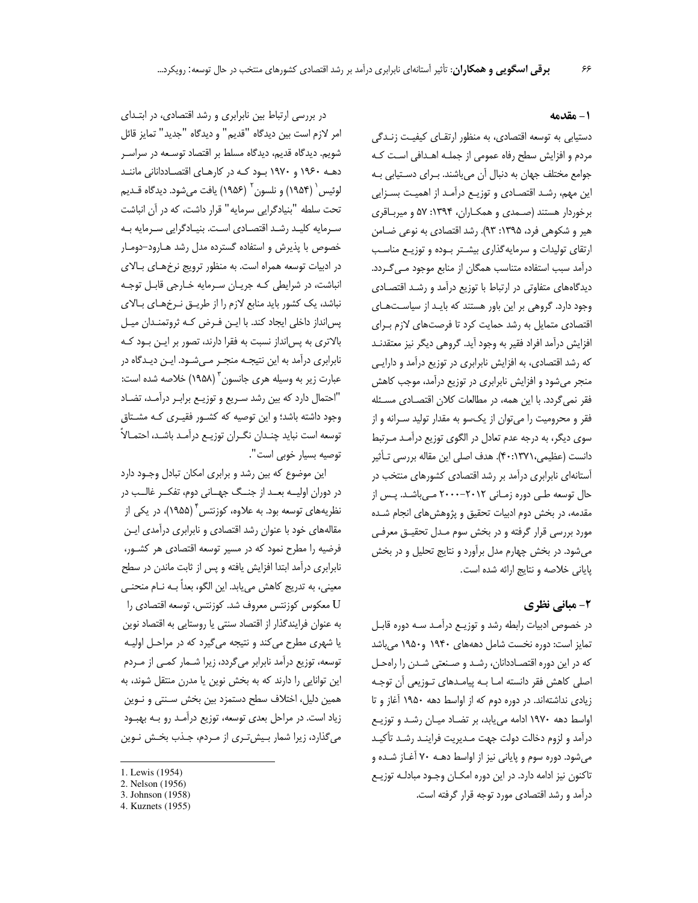## ۱- مقدمه

دستیابی به توسعه اقتصادی، به منظور ارتقای کیفیت زندگی مردم و افزایش سطح رفاه عمومی از جمله اهدافی است که جوامع مختلف جهان به دنبال آن می‌باشند. برای دستیابی به این مهم، رشد اقتصادی و توزیع درآمد از اهمیت بسزایی برخوردار هستند (صمدی و همکاران، ۱۳۹۴: ۵۷ و میرباقری هیر و شکوهی فرد، ۱۳۹۵: ۹۳). رشد اقتصادی به نوعی ضامن ارتقای تولیدات و سرمایه‌گذاری بیشتر بوده و توزیع مناسب درآمد سبب استفاده متناسب همگان از منابع موجود می‌گردد. دیدگاه‌های متفاوتی در ارتباط با توزیع درآمد و رشد اقتصادی وجود دارد. گروهی بر این باور هستند که باید از سیاست‌های اقتصادی متمایل به رشد حمایت کرد تا فرصت‌های لازم برای افزایش درآمد افراد فقیر به وجود آید. گروهی دیگر نیز معتقدند که رشد اقتصادی، به افزایش نابرابری در توزیع درآمد و دارایی منجر می‌شود و افزایش نابرابری در توزیع درآمد، موجب کاهش فقر نمی‌گردد. با این همه، در مطالعات کلان اقتصادی مسئله فقر و محرومیت را می‌توان از یک‌سو به مقدار تولید سرانه و از سوی دیگر، به درجه عدم تعادل در الگوی توزیع درآمد مرتبط دانست (عظیمی،۱۳۷۱: ۴۰). هدف اصلی این مقاله بررسی تأثیر آستانه‌ای نابرابری درآمد بر رشد اقتصادی کشورهای منتخب در حال توسعه طی دوره زمانی ۲۰۱۲-۲۰۰۰ می‌باشد. پس از مقدمه، در بخش دوم ادبیات تحقیق و پژوهش‌های انجام شده مورد بررسی قرار گرفته و در بخش سوم مدل تحقیق معرفی می‌شود. در بخش چهارم مدل برآورد و نتایج تحلیل و در بخش پایانی خلاصه و نتایج ارائه شده است.

## ۲- مبانی نظری

در خصوص ادبیات رابطه رشد و توزیع درآمد سه دوره قابل تمایز است: دوره نخست شامل دهه‌های ۱۹۴۰ و۱۹۵۰ می‌باشد که در این دوره اقتصاددانان، رشد و صنعتی شدن را راه‌حل اصلی کاهش فقر دانسته اما به پیامدهای توزیعی آن توجه زیادی نداشته‌اند. در دوره دوم که از اواسط دهه ۱۹۵۰ آغاز و تا اواسط دهه ۱۹۷۰ ادامه می‌یابد، بر تضاد میان رشد و توزیع درآمد و لزوم دخالت دولت جهت مدیریت فرایند رشد تأکید می‌شود. دوره سوم و پایانی نیز از اواسط دهه ۷۰ آغاز شده و تاکنون نیز ادامه دارد. در این دوره امکان وجود مبادله توزیع درآمد و رشد اقتصادی مورد توجه قرار گرفته است.

در بررسی ارتباط بین نابرابری و رشد اقتصادی، در ابتدای امر لازم است بین دیدگاه "قدیم" و دیدگاه "جدید" تمایز قائل شویم. دیدگاه قدیم، دیدگاه مسلط بر اقتصاد توسعه در سراسر دهه ۱۹۶۰ و ۱۹۷۰ بود که در کارهای اقتصاددانانی مانند لوئیس[1] (۱۹۵۴) و نلسون[2] (۱۹۵۶) یافت می‌شود. دیدگاه قدیم تحت سلطه "بنیادگرایی سرمایه" قرار داشت، که در آن انباشت سرمایه کلید رشد اقتصادی است. بنیادگرایی سرمایه به خصوص با پذیرش و استفاده گسترده مدل رشد هارود-دومار در ادبیات توسعه همراه است. به منظور ترویج نرخ‌های بالای انباشت، در شرایطی که جریان سرمایه خارجی قابل توجه نباشد، یک کشور باید منابع لازم را از طریق نرخ‌های بالای پس‌انداز داخلی ایجاد کند. با این فرض که ثروتمندان میل بالاتری به پس‌انداز نسبت به فقرا دارند، تصور بر این بود که نابرابری درآمد به این نتیجه منجر می‌شود. این دیدگاه در عبارت زیر به وسیله هری جانسون[3] (۱۹۵۸) خلاصه شده است: "احتمال دارد که بین رشد سریع و توزیع برابر درآمد، تضاد وجود داشته باشد؛ و این توصیه که کشور فقیری که مشتاق توسعه است نباید چندان نگران توزیع درآمد باشد، احتمالاً توصیه بسیار خوبی است".

این موضوع که بین رشد و برابری امکان تبادل وجود دارد در دوران اولیه بعد از جنگ جهانی دوم، تفکر غالب در نظریه‌های توسعه بود. به علاوه، کوزنتس[4] (۱۹۵۵)، در یکی از مقاله‌های خود با عنوان رشد اقتصادی و نابرابری درآمدی این فرضیه را مطرح نمود که در مسیر توسعه اقتصادی هر کشور، نابرابری درآمد ابتدا افزایش یافته و پس از ثابت ماندن در سطح معینی، به تدریج کاهش می‌یابد. این الگو، بعداً به نام منحنی U معکوس کوزنتس معروف شد. کوزنتس، توسعه اقتصادی را به عنوان فرایندگذار از اقتصاد سنتی یا روستایی به اقتصاد نوین یا شهری مطرح می‌کند و نتیجه می‌گیرد که در مراحل اولیه توسعه، توزیع درآمد نابرابر می‌گردد، زیرا شمار کمی از مردم این توانایی را دارند که به بخش نوین یا مدرن منتقل شوند، به همین دلیل، اختلاف سطح دستمزد بین بخش سنتی و نوین زیاد است. در مراحل بعدی توسعه، توزیع درآمد رو به بهبود می‌گذارد، زیرا شمار بیش‌تری از مردم، جذب بخش نوین

---

1. Lewis (1954)
2. Nelson (1956)
3. Johnson (1958)
4. Kuznets (1955)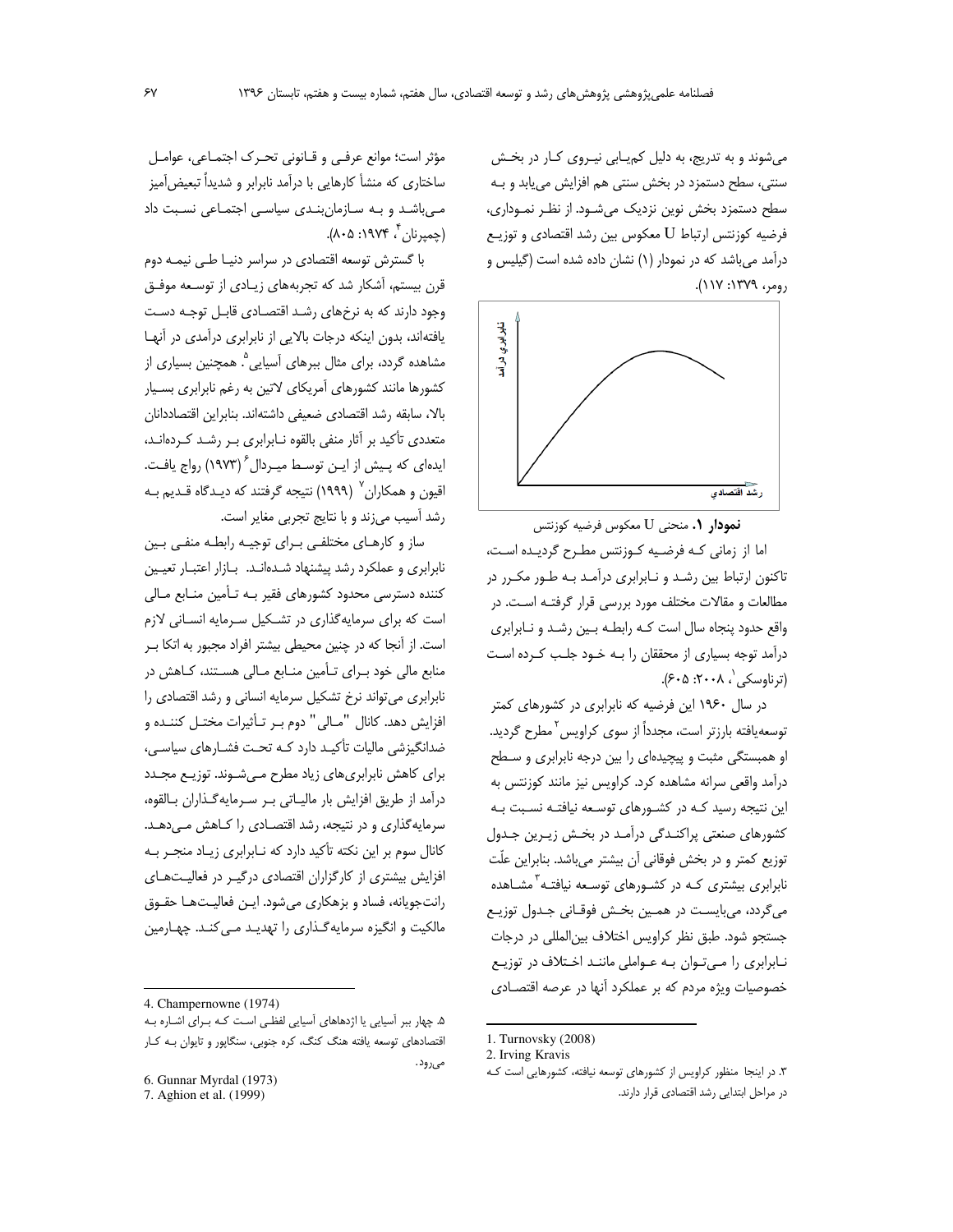می‌شوند و به تدریج، به دلیل کم‌یابی نیروی کار در بخش سنتی، سطح دستمزد در بخش سنتی هم افزایش می‌یابد و به سطح دستمزد بخش نوین نزدیک می‌شود. از نظر نموداری، فرضیه کوزنتس ارتباط U معکوس بین رشد اقتصادی و توزیع درآمد می‌باشد که در نمودار (۱) نشان داده شده است (گیلیس و رومر، ۱۳۷۹: ۱۱۷).

**نمودار ۱.** منحنی U معکوس فرضیه کوزنتس

اما از زمانی که فرضیه کوزنتس مطرح گردیده است، تاکنون ارتباط بین رشد و نابرابری درآمد به طور مکرر در مطالعات و مقالات مختلف مورد بررسی قرار گرفته است. در واقع حدود پنجاه سال است که رابطه بین رشد و نابرابری درآمد توجه بسیاری از محققان را به خود جلب کرده است (ترناوسکی[1]، ۲۰۰۸: ۶۰۵).

در سال ۱۹۶۰ این فرضیه که نابرابری در کشورهای کمتر توسعه‌یافته بارزتر است، مجدداً از سوی کراویس[2] مطرح گردید. او همبستگی مثبت و پیچیده‌ای را بین درجه نابرابری و سطح درآمد واقعی سرانه مشاهده کرد. کراویس نیز مانند کوزنتس به این نتیجه رسید که در کشورهای توسعه نیافته نسبت به کشورهای صنعتی پراکندگی درآمد در بخش زیرین جدول توزیع کمتر و در بخش فوقانی آن بیشتر می‌باشد. بنابراین علّت نابرابری بیشتری که در کشورهای توسعه نیافته[3] مشاهده می‌گردد، می‌بایست در همین بخش فوقانی جدول توزیع جستجو شود. طبق نظر کراویس اختلاف بین‌المللی در درجات نابرابری را می‌توان به عواملی مانند اختلاف در توزیع خصوصیات ویژه مردم که بر عملکرد آنها در عرصه اقتصادی مؤثر است؛ موانع عرفی و قانونی تحرک اجتماعی، عوامل ساختاری که منشأ کارهایی با درآمد نابرابر و شدیداً تبعیض‌آمیز می‌باشد و به سازمان‌بندی سیاسی اجتماعی نسبت داد (چمپرنان[4]، ۱۹۷۴: ۸۰۵).

با گسترش توسعه اقتصادی در سراسر دنیا طی نیمه دوم قرن بیستم، آشکار شد که تجربه‌های زیادی از توسعه موفق وجود دارند که به نرخ‌های رشد اقتصادی قابل توجه دست یافته‌اند، بدون اینکه درجات بالایی از نابرابری درآمدی در آنها مشاهده گردد، برای مثال ببرهای آسیایی[5]. همچنین بسیاری از کشورها مانند کشورهای آمریکای لاتین به رغم نابرابری بسیار بالا، سابقه رشد اقتصادی ضعیفی داشته‌اند. بنابراین اقتصاددانان متعددی تأکید بر آثار منفی بالقوه نابرابری بر رشد کرده‌اند، ایده‌ای که پیش از این توسط میردال[6] (۱۹۷۳) رواج یافت. اقیون و همکاران[7] (۱۹۹۹) نتیجه گرفتند که دیدگاه قدیم به رشد آسیب می‌زند و با نتایج تجربی مغایر است.

ساز و کارهای مختلفی برای توجیه رابطه منفی بین نابرابری و عملکرد رشد پیشنهاد شده‌اند. بازار اعتبار تعیین کننده دسترسی محدود کشورهای فقیر به تأمین منابع مالی است که برای سرمایه‌گذاری در تشکیل سرمایه انسانی لازم است. از آنجا که در چنین محیطی بیشتر افراد مجبور به اتکا بر منابع مالی خود برای تأمین منابع مالی هستند، کاهش در نابرابری می‌تواند نرخ تشکیل سرمایه انسانی و رشد اقتصادی را افزایش دهد. کانال "مالی" دوم بر تأثیرات مختل کننده و ضدانگیزشی مالیات تأکید دارد که تحت فشارهای سیاسی، برای کاهش نابرابری‌های زیاد مطرح می‌شوند. توزیع مجدد درآمد از طریق افزایش بار مالیاتی بر سرمایه‌گذاران بالقوه، سرمایه‌گذاری و در نتیجه، رشد اقتصادی را کاهش می‌دهد. کانال سوم بر این نکته تأکید دارد که نابرابری زیاد منجر به افزایش بیشتری از کارگزاران اقتصادی درگیر در فعالیت‌های رانت‌جویانه، فساد و بزهکاری می‌شود. این فعالیت‌ها حقوق مالکیت و انگیزه سرمایه‌گذاری را تهدید می‌کند. چهارمین

---

1. Turnovsky (2008)
2. Irving Kravis
3. در اینجا منظور کراویس از کشورهای توسعه نیافته، کشورهایی است که در مراحل ابتدایی رشد اقتصادی قرار دارند.
4. Champernowne (1974)
5. چهار ببر آسیایی یا اژدهای آسیایی لفظی است که برای اشاره به اقتصادهای توسعه یافته هنگ کنگ، کره جنوبی، سنگاپور و تایوان به کار می‌رود.
6. Gunnar Myrdal (1973)
7. Aghion et al. (1999)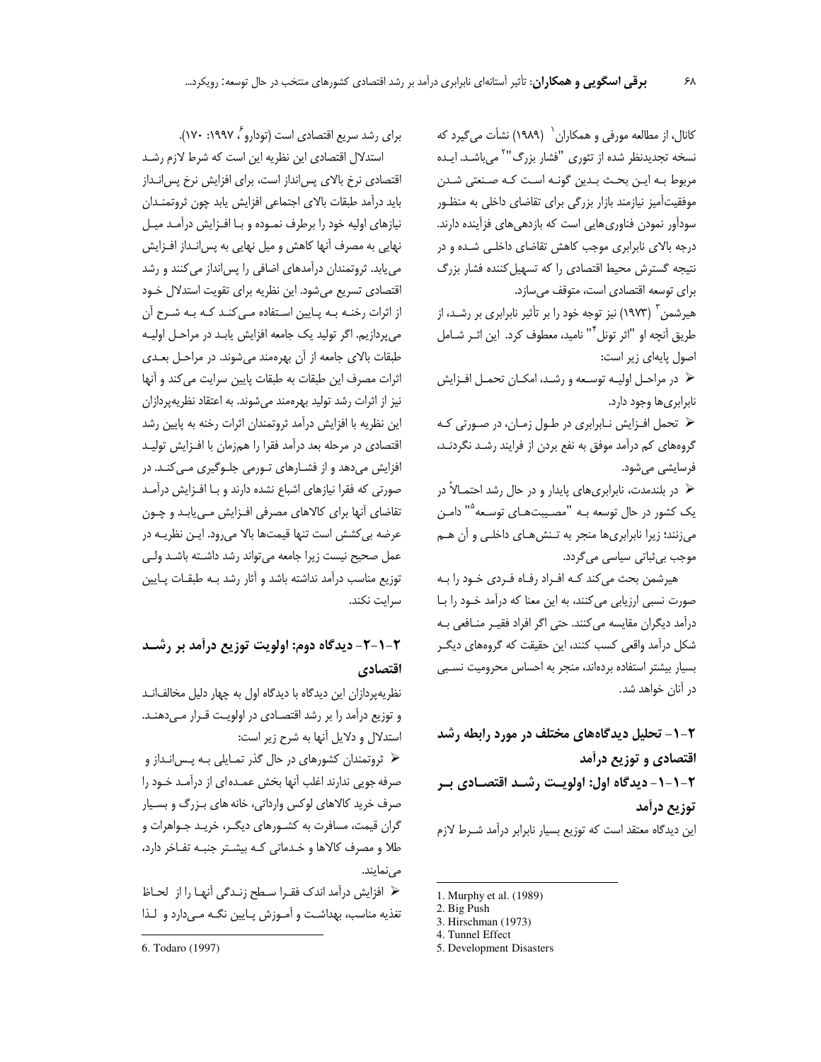کانال، از مطالعه مورفی و همکاران[1] (۱۹۸۹) نشأت می‌گیرد که نسخه تجدیدنظر شده از تئوری "فشار بزرگ"[2] می‌باشد. ایده مربوط به این بحث بدین گونه است که صنعتی شدن موفقیت‌آمیز نیازمند بازار بزرگی برای تقاضای داخلی به منظور سودآور نمودن فناوری‌هایی است که بازدهی‌های فزاینده دارند. درجه بالای نابرابری موجب کاهش تقاضای داخلی شده و در نتیجه گسترش محیط اقتصادی را که تسهیل‌کننده فشار بزرگ برای توسعه اقتصادی است، متوقف می‌سازد.

هیرشمن[3] (۱۹۷۳) نیز توجه خود را بر تأثیر نابرابری بر رشد، از طریق آنچه او "اثر تونل[4]" نامید، معطوف کرد. این اثر شامل اصول پایه‌ای زیر است:

- در مراحل اولیه توسعه و رشد، امکان تحمل افزایش نابرابری‌ها وجود دارد.
- تحمل افزایش نابرابری در طول زمان، در صورتی که گروه‌های کم درآمد موفق به نفع بردن از فرایند رشد نگردند، فرسایشی می‌شود.
- در بلندمدت، نابرابری‌های پایدار و در حال رشد احتمالاً در یک کشور در حال توسعه به "مصیبت‌های توسعه[5]" دامن می‌زنند؛ زیرا نابرابری‌ها منجر به تنش‌های داخلی و آن هم موجب بی‌ثباتی سیاسی می‌گردد.

هیرشمن بحث می‌کند که افراد رفاه فردی خود را به صورت نسبی ارزیابی می‌کنند، به این معنا که درآمد خود را با درآمد دیگران مقایسه می‌کنند. حتی اگر افراد فقیر منافعی به شکل درآمد واقعی کسب کنند، این حقیقت که گروه‌های دیگر بسیار بیشتر استفاده برده‌اند، منجر به احساس محرومیت نسبی در آنان خواهد شد.

## ۲-۱- تحلیل دیدگاه‌های مختلف در مورد رابطه رشد اقتصادی و توزیع درآمد

### ۲-۱-۱- دیدگاه اول: اولویت رشد اقتصادی بر توزیع درآمد

این دیدگاه معتقد است که توزیع بسیار نابرابر درآمد شرط لازم برای رشد سریع اقتصادی است (تودارو[6]، ۱۹۹۷: ۱۷۰).

استدلال اقتصادی این نظریه این است که شرط لازم رشد اقتصادی نرخ بالای پس‌انداز است، برای افزایش نرخ پس‌انداز باید درآمد طبقات بالای اجتماعی افزایش یابد چون ثروتمندان نیازهای اولیه خود را برطرف نموده و با افزایش درآمد میل نهایی به مصرف آنها کاهش و میل نهایی به پس‌انداز افزایش می‌یابد. ثروتمندان درآمدهای اضافی را پس‌انداز می‌کنند و رشد اقتصادی تسریع می‌شود. این نظریه برای تقویت استدلال خود از اثرات رخنه به پایین استفاده می‌کند که به شرح آن می‌پردازیم. اگر تولید یک جامعه افزایش یابد در مراحل اولیه طبقات بالای جامعه از آن بهره‌مند می‌شوند. در مراحل بعدی اثرات مصرف این طبقات به طبقات پایین سرایت می‌کند و آنها نیز از اثرات رشد تولید بهره‌مند می‌شوند. به اعتقاد نظریه‌پردازان این نظریه با افزایش درآمد ثروتمندان اثرات رخنه به پایین رشد اقتصادی در مرحله بعد درآمد فقرا را هم‌زمان با افزایش تولید افزایش می‌دهد و از فشارهای تورمی جلوگیری می‌کند. در صورتی که فقرا نیازهای اشباع نشده دارند و با افزایش درآمد تقاضای آنها برای کالاهای مصرفی افزایش می‌یابد و چون عرضه بی‌کشش است تنها قیمت‌ها بالا می‌رود. این نظریه در عمل صحیح نیست زیرا جامعه می‌تواند رشد داشته باشد ولی توزیع مناسب درآمد نداشته باشد و آثار رشد به طبقات پایین سرایت نکند.

### ۲-۱-۲- دیدگاه دوم: اولویت توزیع درآمد بر رشد اقتصادی

نظریه‌پردازان این دیدگاه با دیدگاه اول به چهار دلیل مخالف‌اند و توزیع درآمد را بر رشد اقتصادی در اولویت قرار می‌دهند. استدلال و دلایل آنها به شرح زیر است:

- ثروتمندان کشورهای در حال گذر تمایلی به پس‌انداز و صرفه جویی ندارند اغلب آنها بخش عمده‌ای از درآمد خود را صرف خرید کالاهای لوکس وارداتی، خانه های بزرگ و بسیار گران قیمت، مسافرت به کشورهای دیگر، خرید جواهرات و طلا و مصرف کالاها و خدماتی که بیشتر جنبه تفاخر دارد، می‌نمایند.
- افزایش درآمد اندک فقرا سطح زندگی آنها را از لحاظ تغذیه مناسب، بهداشت و آموزش پایین نگه می‌دارد و لذا

---

1. Murphy et al. (1989)
2. Big Push
3. Hirschman (1973)
4. Tunnel Effect
5. Development Disasters
6. Todaro (1997)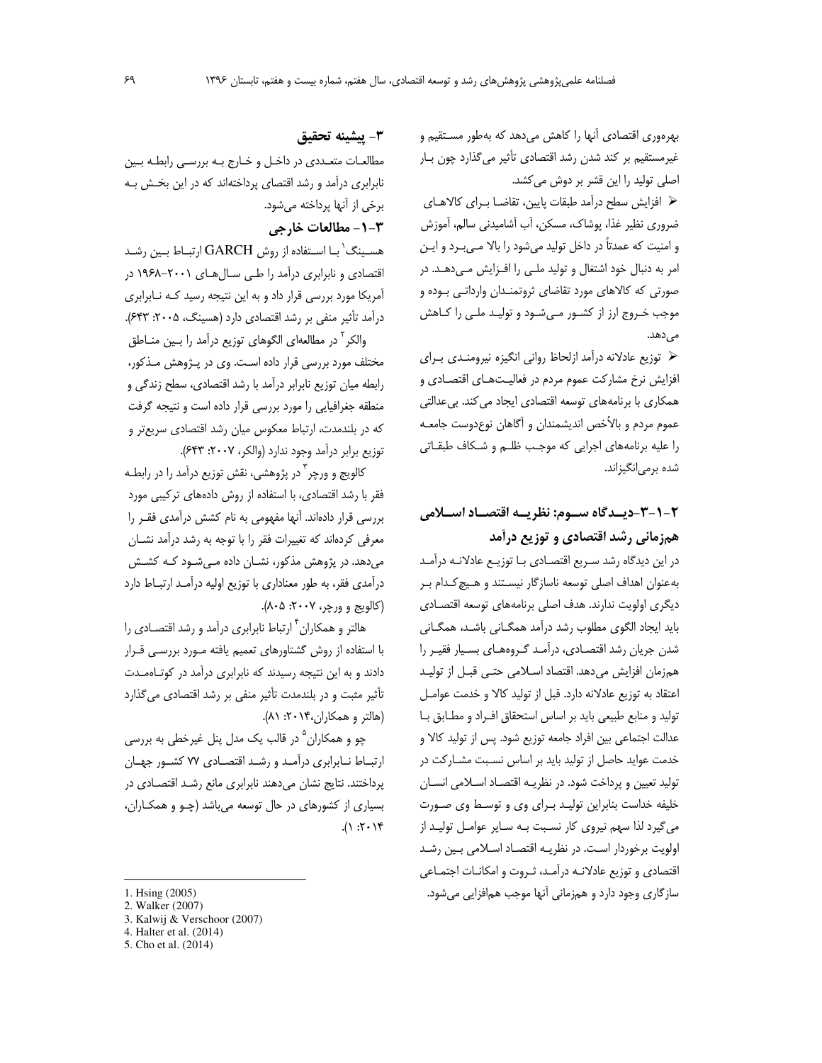بهره‌وری اقتصادی آنها را کاهش می‌دهد که به‌طور مستقیم و غیرمستقیم بر کند شدن رشد اقتصادی تأثیر می‌گذارد چون بار اصلی تولید را این قشر بر دوش می‌کشد.

- افزایش سطح درآمد طبقات پایین، تقاضا برای کالاهای ضروری نظیر غذا، پوشاک، مسکن، آب آشامیدنی سالم، آموزش و امنیت که عمدتاً در داخل تولید می‌شود را بالا می‌برد و این امر به دنبال خود اشتغال و تولید ملی را افزایش می‌دهد. در صورتی که کالاهای مورد تقاضای ثروتمندان وارداتی بوده و موجب خروج ارز از کشور می‌شود و تولید ملی را کاهش می‌دهد.
- توزیع عادلانه درآمد ازلحاظ روانی انگیزه نیرومندی برای افزایش نرخ مشارکت عموم مردم در فعالیت‌های اقتصادی و همکاری با برنامه‌های توسعه اقتصادی ایجاد می‌کند. بی‌عدالتی عموم مردم و بالأخص اندیشمندان و آگاهان نوع‌دوست جامعه را علیه برنامه‌های اجرایی که موجب ظلم و شکاف طبقاتی شده برمی‌انگیزاند.

### ۲-۱-۳-دیدگاه سوم: نظریه اقتصاد اسلامی همزمانی رشد اقتصادی و توزیع درآمد

در این دیدگاه رشد سریع اقتصادی با توزیع عادلانه درآمد به‌عنوان اهداف اصلی توسعه ناسازگار نیستند و هیچ‌کدام بر دیگری اولویت ندارند. هدف اصلی برنامه‌های توسعه اقتصادی باید ایجاد الگوی مطلوب رشد درآمد همگانی باشد، همگانی شدن جریان رشد اقتصادی، درآمد گروه‌های بسیار فقیر را همزمان افزایش می‌دهد. اقتصاد اسلامی حتی قبل از تولید اعتقاد به توزیع عادلانه دارد. قبل از تولید کالا و خدمت عوامل تولید و منابع طبیعی باید بر اساس استحقاق افراد و مطابق با عدالت اجتماعی بین افراد جامعه توزیع شود. پس از تولید کالا و خدمت عواید حاصل از تولید باید بر اساس نسبت مشارکت در تولید تعیین و پرداخت شود. در نظریه اقتصاد اسلامی انسان خلیفه خداست بنابراین تولید برای وی و توسط وی صورت می‌گیرد لذا سهم نیروی کار نسبت به سایر عوامل تولید از اولویت برخوردار است. در نظریه اقتصاد اسلامی بین رشد اقتصادی و توزیع عادلانه درآمد، ثروت و امکانات اجتماعی سازگاری وجود دارد و همزمانی آنها موجب هم‌افزایی می‌شود.

## ۳- پیشینه تحقیق

مطالعات متعددی در داخل و خارج به بررسی رابطه بین نابرابری درآمد و رشد اقتصای پرداخته‌اند که در این بخش به برخی از آنها پرداخته می‌شود.

### ۳-۱- مطالعات خارجی

هسینگ[1] با استفاده از روش GARCH ارتباط بین رشد اقتصادی و نابرابری درآمد را طی سال‌های ۲۰۰۱-۱۹۶۸ در آمریکا مورد بررسی قرار داد و به این نتیجه رسید که نابرابری درآمد تأثیر منفی بر رشد اقتصادی دارد (هسینگ، ۲۰۰۵: ۶۴۳).

والکر[2] در مطالعه‌ای الگوهای توزیع درآمد را بین مناطق مختلف مورد بررسی قرار داده است. وی در پژوهش مذکور، رابطه میان توزیع نابرابر درآمد با رشد اقتصادی، سطح زندگی و منطقه جغرافیایی را مورد بررسی قرار داده است و نتیجه گرفت که در بلندمدت، ارتباط معکوس میان رشد اقتصادی سریع‌تر و توزیع برابر درآمد وجود ندارد (والکر، ۲۰۰۷: ۶۴۳).

کالویج و ورچر[3] در پژوهشی، نقش توزیع درآمد را در رابطه فقر با رشد اقتصادی، با استفاده از روش داده‌های ترکیبی مورد بررسی قرار داده‌اند. آنها مفهومی به نام کشش درآمدی فقر را معرفی کرده‌اند که تغییرات فقر را با توجه به رشد درآمد نشان می‌دهد. در پژوهش مذکور، نشان داده می‌شود که کشش درآمدی فقر، به طور معناداری با توزیع اولیه درآمد ارتباط دارد (کالویج و ورچر، ۲۰۰۷: ۸۰۵).

هالتر و همکاران[4] ارتباط نابرابری درآمد و رشد اقتصادی را با استفاده از روش گشتاورهای تعمیم یافته مورد بررسی قرار دادند و به این نتیجه رسیدند که نابرابری درآمد در کوتاه‌مدت تأثیر مثبت و در بلندمدت تأثیر منفی بر رشد اقتصادی می‌گذارد (هالتر و همکاران،۲۰۱۴: ۸۱).

چو و همکاران[5] در قالب یک مدل پنل غیرخطی به بررسی ارتباط نابرابری درآمد و رشد اقتصادی ۷۷ کشور جهان پرداختند. نتایج نشان می‌دهند نابرابری مانع رشد اقتصادی در بسیاری از کشورهای در حال توسعه می‌باشد (چو و همکاران، ۲۰۱۴: ۱).

---

1. Hsing (2005)
2. Walker (2007)
3. Kalwij & Verschoor (2007)
4. Halter et al. (2014)
5. Cho et al. (2014)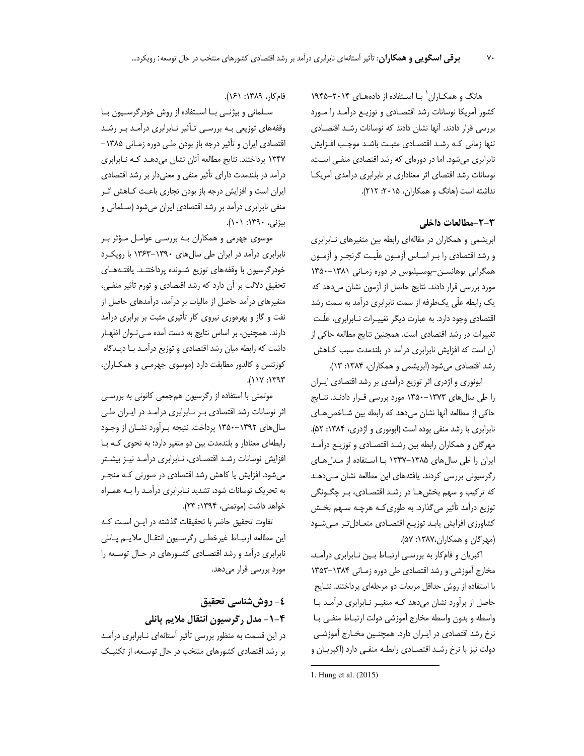هانگ و همکاران[1] با استفاده از داده‌های ۲۰۱۴-۱۹۴۵ کشور آمریکا نوسانات رشد اقتصادی و توزیع درآمد را مورد بررسی قرار دادند. آنها نشان دادند که نوسانات رشد اقتصادی تنها زمانی که رشد اقتصادی مثبت باشد موجب افزایش نابرابری می‌شود. اما در دوره‌ای که رشد اقتصادی منفی است، نوسانات رشد اقتصادی اثر معناداری بر نابرابری درآمدی آمریکا نداشته است (هانگ و همکاران، ۲۰۱۵: ۲۱۲).

### ۳-۲-مطالعات داخلی

ابریشمی و همکاران در مقاله‌ای رابطه بین متغیرهای نابرابری و رشد اقتصادی را بر اساس آزمون علّیت گرنجر و آزمون همگرایی یوهانسن-یوسیلیوس در دوره زمانی ۱۳۸۱-۱۳۵۰ مورد بررسی قرار دادند. نتایج حاصل از آزمون نشان می‌دهد که یک رابطه علّی یک‌طرفه از سمت نابرابری درآمد به سمت رشد اقتصادی وجود دارد. به عبارت دیگر تغییرات نابرابری، علّت تغییرات در رشد اقتصادی است. همچنین نتایج مطالعه حاکی از آن است که افزایش نابرابری درآمد در بلندمدت سبب کاهش رشد اقتصادی می‌شود (ابریشمی و همکاران، ۱۳۸۴: ۱۳).

ابونوری و اژدری اثر توزیع درآمدی بر رشد اقتصادی ایران را طی سال‌های ۱۳۷۳-۱۳۵۰ مورد بررسی قرار دادند. نتایج حاکی از مطالعه آنها نشان می‌دهد که رابطه بین شاخص‌های نابرابری با رشد منفی بوده است (ابونوری و اژدری، ۱۳۸۴: ۵۲). مهرگان و همکاران رابطه بین رشد اقتصادی و توزیع درآمد ایران را طی سال‌های ۱۳۸۵-۱۳۴۷ با استفاده از مدل‌های رگرسیونی بررسی کردند. یافته‌های این مطالعه نشان می‌دهد که ترکیب و سهم بخش‌ها در رشد اقتصادی، بر چگونگی توزیع درآمد تأثیر می‌گذارد. به طوری‌که هرچه سهم بخش کشاورزی افزایش یابد توزیع اقتصادی متعادل‌تر می‌شود (مهرگان و همکاران،۱۳۸۷: ۵۷).

اکبریان و فام‌کار به بررسی ارتباط بین نابرابری درآمد، مخارج آموزشی و رشد اقتصادی طی دوره زمانی ۱۳۸۴-۱۳۵۳ با استفاده از روش حداقل مربعات دو مرحله‌ای پرداختند. نتایج حاصل از برآورد نشان می‌دهد که متغیر نابرابری درآمد با واسطه و بدون واسطه مخارج آموزشی دولت ارتباط منفی با نرخ رشد اقتصادی در ایران دارد. همچنین مخارج آموزشی دولت نیز با نرخ رشد اقتصادی رابطه منفی دارد (اکبریان و فام‌کار، ۱۳۸۹: ۱۶۱).

سلمانی و بیژنی با استفاده از روش خودرگرسیون با وقفه‌های توزیعی به بررسی تأثیر نابرابری درآمد بر رشد اقتصادی ایران و تأثیر درجه باز بودن طی دوره زمانی ۱۳۸۵-۱۳۴۷ پرداختند. نتایج مطالعه آنان نشان می‌دهد که نابرابری درآمد در بلندمدت دارای تأثیر منفی و معنی‌دار بر رشد اقتصادی ایران است و افزایش درجه باز بودن تجاری باعث کاهش اثر منفی نابرابری درآمد بر رشد اقتصادی ایران می‌شود (سلمانی و بیژنی، ۱۳۹۰: ۱۰۱).

موسوی جهرمی و همکاران به بررسی عوامل مؤثر بر نابرابری درآمد در ایران طی سال‌های ۱۳۹۰-۱۳۶۳ با رویکرد خودرگرسیون با وقفه‌های توزیع شونده پرداختند. یافته‌های تحقیق دلالت بر آن دارد که رشد اقتصادی و تورم تأثیر منفی، متغیرهای درآمد حاصل از مالیات بر درآمد، درآمدهای حاصل از نفت و گاز و بهره‌وری نیروی کار تأثیری مثبت بر برابری درآمد دارند. همچنین، بر اساس نتایج به دست آمده می‌توان اظهار داشت که رابطه میان رشد اقتصادی و توزیع درآمد با دیدگاه کوزنتس و کالدور مطابقت دارد (موسوی جهرمی و همکاران، ۱۳۹۳: ۱۱۷).

موتمنی با استفاده از رگرسیون هم‌جمعی کانونی به بررسی اثر نوسانات رشد اقتصادی بر نابرابری درآمد در ایران طی سال‌های ۱۳۹۲-۱۳۵۰ پرداخت. نتیجه برآورد نشان از وجود رابطه‌ای معنادار و بلندمدت بین دو متغیر دارد؛ به نحوی که با افزایش نوسانات رشد اقتصادی، نابرابری درآمد نیز بیشتر می‌شود. افزایش یا کاهش رشد اقتصادی در صورتی که منجر به تحریک نوسانات شود، تشدید نابرابری درآمد را به همراه خواهد داشت (موتمنی، ۱۳۹۴: ۲۳).

تفاوت تحقیق حاضر با تحقیقات گذشته در این است که این مطالعه ارتباط غیرخطی رگرسیون انتقال ملایم پانلی نابرابری درآمد و رشد اقتصادی کشورهای در حال توسعه را مورد بررسی قرار می‌دهد.

## ٤- روش‌شناسی تحقیق

### ۴-۱- مدل رگرسیون انتقال ملایم پانلی

در این قسمت به منظور بررسی تأثیر آستانه‌ای نابرابری درآمد بر رشد اقتصادی کشورهای منتخب در حال توسعه، از تکنیک

---

1. Hung et al. (2015)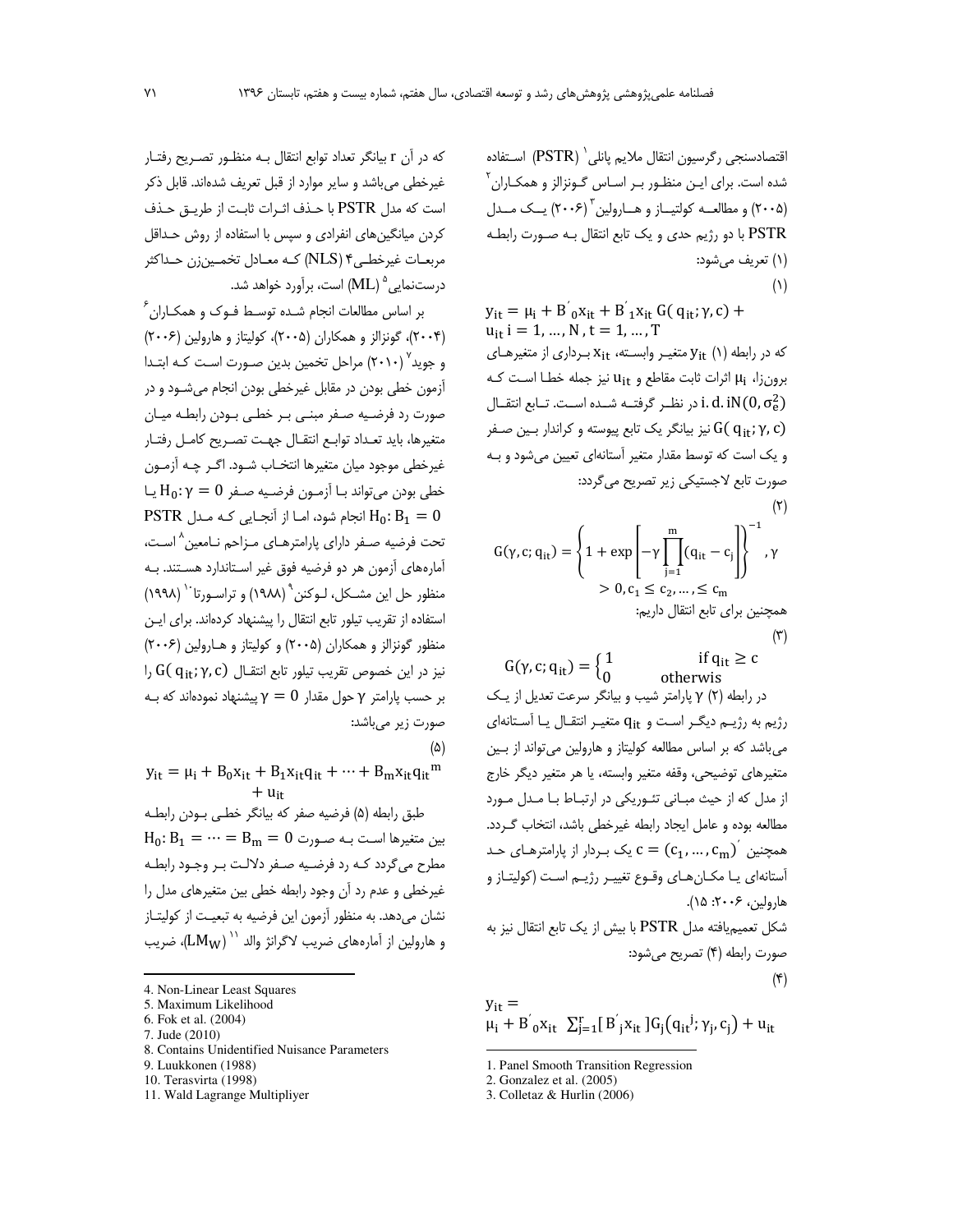اقتصادسنجی رگرسیون انتقال ملایم پانلی[1] (PSTR) استفاده شده است. برای این منظور بر اساس گونزالز و همکاران[2] (۲۰۰۵) و مطالعه کولتیاز و هارولین[3] (۲۰۰۶) یک مدل PSTR با دو رژیم حدی و یک تابع انتقال به صورت رابطه (۱) تعریف می‌شود:

(۱)

$$y_{it} = \mu_i + B'_0 x_{it} + B'_1 x_{it}\, G(q_{it};\gamma,c) + u_{it} \quad i = 1,\dots,N,\ t = 1,\dots,T$$

که در رابطه (۱) $y_{it}$ متغیر وابسته، $x_{it}$ برداری از متغیرهای برون‌زا، $\mu_i$ اثرات ثابت مقاطع و $u_{it}$ نیز جمله خطا است که $i.d.iN(0,\sigma_e^2)$ در نظر گرفته شده است. تابع انتقال $G(q_{it};\gamma,c)$ نیز بیانگر یک تابع پیوسته و کراندار بین صفر و یک است که توسط مقدار متغیر آستانه‌ای تعیین می‌شود و به صورت تابع لاجستیکی زیر تصریح می‌گردد:

(۲)

$$G(\gamma,c;q_{it}) = \left\{1 + \exp\left[-\gamma\prod_{j=1}^{m}(q_{it}-c_j)\right]\right\}^{-1},\ \gamma > 0,\ c_1 \le c_2,\dots,\le c_m$$

همچنین برای تابع انتقال داریم:

(۳)

$$G(\gamma,c;q_{it}) = \begin{cases}1 & \text{if } q_{it} \ge c\\ 0 & \text{otherwis}\end{cases}$$

در رابطه (۲) $\gamma$ پارامتر شیب و بیانگر سرعت تعدیل از یک رژیم به رژیم دیگر است و $q_{it}$ متغیر انتقال یا آستانه‌ای می‌باشد که بر اساس مطالعه کولیتاز و هارولین می‌تواند از بین متغیرهای توضیحی، وقفه متغیر وابسته، یا هر متغیر دیگر خارج از مدل که از حیث مبانی تئوریکی در ارتباط با مدل مورد مطالعه بوده و عامل ایجاد رابطه غیرخطی باشد، انتخاب گردد. همچنین $c = (c_1,\dots,c_m)'$ یک بردار از پارامترهای حد آستانه‌ای یا مکان‌های وقوع تغییر رژیم است (کولیتاز و هارولین، ۲۰۰۶: ۱۵).

شکل تعمیم‌یافته مدل PSTR با بیش از یک تابع انتقال نیز به صورت رابطه (۴) تصریح می‌شود:

(۴)

$$y_{it} = \mu_i + B'_0 x_{it}\ \sum_{j=1}^{r}[B'_j x_{it}]\,G_j(q_{it}^{\,j};\gamma_j,c_j) + u_{it}$$

که در آن r بیانگر تعداد توابع انتقال به منظور تصریح رفتار غیرخطی می‌باشد و سایر موارد از قبل تعریف شده‌اند. قابل ذکر است که مدل PSTR با حذف اثرات ثابت از طریق حذف کردن میانگین‌های انفرادی و سپس با استفاده از روش حداقل مربعات غیرخطی[4] (NLS) که معادل تخمین‌زن حداکثر درستنمایی[5] (ML) است، برآورد خواهد شد.

بر اساس مطالعات انجام شده توسط فوک و همکاران[6] (۲۰۰۴)، گونزالز و همکاران (۲۰۰۵)، کولیتاز و هارولین (۲۰۰۶) و جوید[7] (۲۰۱۰) مراحل تخمین بدین صورت است که ابتدا آزمون خطی بودن در مقابل غیرخطی بودن انجام می‌شود و در صورت رد فرضیه صفر مبنی بر خطی بودن رابطه میان متغیرها، باید تعداد توابع انتقال جهت تصریح کامل رفتار غیرخطی موجود میان متغیرها انتخاب شود. اگر چه آزمون خطی بودن می‌تواند با آزمون فرضیه صفر $H_0: \gamma = 0$ یا $H_0: B_1 = 0$ انجام شود، اما از آنجایی که مدل PSTR تحت فرضیه صفر دارای پارامترهای مزاحم نامعین[8] است، آماره‌های آزمون هر دو فرضیه فوق غیر استاندارد هستند. به منظور حل این مشکل، لوکنن[9] (۱۹۸۸) و تراسورتا[10] (۱۹۹۸) استفاده از تقریب تیلور تابع انتقال را پیشنهاد کرده‌اند. برای این منظور گونزالز و همکاران (۲۰۰۵) و کولیتاز و هارولین (۲۰۰۶) نیز در این خصوص تقریب تیلور تابع انتقال $G(q_{it};\gamma,c)$ را بر حسب پارامتر $\gamma$ حول مقدار $\gamma = 0$ پیشنهاد نموده‌اند که به صورت زیر می‌باشد:

(۵)

$$y_{it} = \mu_i + B_0 x_{it} + B_1 x_{it} q_{it} + \dots + B_m x_{it} q_{it}^{\,m} + u_{it}$$

طبق رابطه (۵) فرضیه صفر که بیانگر خطی بودن رابطه بین متغیرها است به صورت $H_0: B_1 = \dots = B_m = 0$ مطرح می‌گردد که رد فرضیه صفر دلالت بر وجود رابطه غیرخطی و عدم رد آن وجود رابطه خطی بین متغیرهای مدل را نشان می‌دهد. به منظور آزمون این فرضیه به تبعیت از کولیتاز و هارولین از آماره‌های ضریب لاگرانژ والد[11] ($LM_W$)، ضریب

---

1. Panel Smooth Transition Regression
2. Gonzalez et al. (2005)
3. Colletaz & Hurlin (2006)
4. Non-Linear Least Squares
5. Maximum Likelihood
6. Fok et al. (2004)
7. Jude (2010)
8. Contains Unidentified Nuisance Parameters
9. Luukkonen (1988)
10. Terasvirta (1998)
11. Wald Lagrange Multipliyer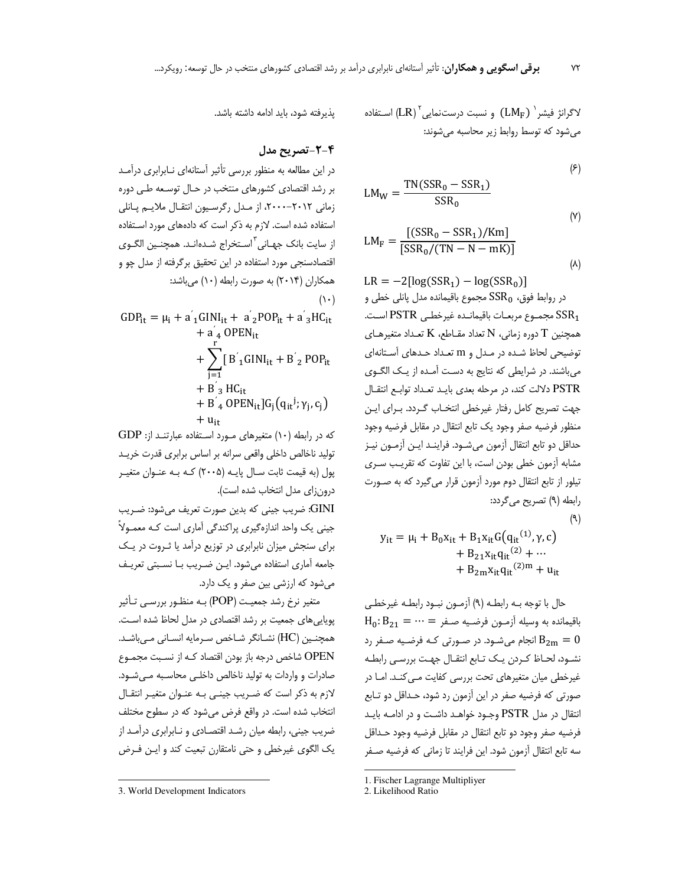لاگرانژ فیشر[1] ($LM_F$) و نسبت درست‌نمایی[2] ($LR$) استفاده می‌شود که توسط روابط زیر محاسبه می‌شوند:

$$LM_W = \frac{TN(SSR_0 - SSR_1)}{SSR_0} \quad (6)$$

$$LM_F = \frac{[(SSR_0 - SSR_1)/Km]}{[SSR_0/(TN - N - mK)]} \quad (7)$$

$$LR = -2[\log(SSR_1) - \log(SSR_0)] \quad (8)$$

در روابط فوق، $SSR_0$ مجموع باقیمانده مدل پانلی خطی و $SSR_1$ مجموع مربعات باقیمانده غیرخطی PSTR است. همچنین $T$ دوره زمانی، $N$ تعداد مقاطع، $K$ تعداد متغیرهای توضیحی لحاظ شده در مدل و $m$ تعداد حدهای آستانه‌ای می‌باشند. در شرایطی که نتایج به دست آمده از یک الگوی PSTR دلالت کند، در مرحله بعدی باید تعداد توابع انتقال جهت تصریح کامل رفتار غیرخطی انتخاب گردد. برای این منظور فرضیه صفر وجود یک تابع انتقال در مقابل فرضیه وجود حداقل دو تابع انتقال آزمون می‌شود. فرایند این آزمون نیز مشابه آزمون خطی بودن است، با این تفاوت که تقریب سری تیلور از تابع انتقال دوم مورد آزمون قرار می‌گیرد که به صورت رابطه (۹) تصریح می‌گردد:

$$y_{it} = \mu_i + B_0 x_{it} + B_1 x_{it} G(q_{it}^{(1)}, \gamma, c) + B_{21} x_{it} q_{it}^{(2)} + \cdots + B_{2m} x_{it} q_{it}^{(2)m} + u_{it} \quad (9)$$

حال با توجه به رابطه (۹) آزمون نبود رابطه غیرخطی باقیمانده به وسیله آزمون فرضیه صفر $H_0: B_{21} = \cdots = B_{2m} = 0$ انجام می‌شود. در صورتی که فرضیه صفر رد نشود، لحاظ کردن یک تابع انتقال جهت بررسی رابطه غیرخطی میان متغیرهای تحت بررسی کفایت می‌کند. اما در صورتی که فرضیه صفر در این آزمون رد شود، حداقل دو تابع انتقال در مدل PSTR وجود خواهد داشت و در ادامه باید فرضیه صفر وجود دو تابع انتقال در مقابل فرضیه وجود حداقل سه تابع انتقال آزمون شود. این فرایند تا زمانی که فرضیه صفر پذیرفته شود، باید ادامه داشته باشد.

## ۴-۲- تصریح مدل

در این مطالعه به منظور بررسی تأثیر آستانه‌ای نابرابری درآمد بر رشد اقتصادی کشورهای منتخب در حال توسعه طی دوره زمانی ۲۰۱۲-۲۰۰۰، از مدل رگرسیون انتقال ملایم پانلی استفاده شده است. لازم به ذکر است که داده‌های مورد استفاده از سایت بانک جهانی[3] استخراج شده‌اند. همچنین الگوی اقتصادسنجی مورد استفاده در این تحقیق برگرفته از مدل چو و همکاران (۲۰۱۴) به صورت رابطه (۱۰) می‌باشد:

$$GDP_{it} = \mu_i + a'_1 GINI_{it} + a'_2 POP_{it} + a'_3 HC_{it} + a'_4 OPEN_{it} + \sum_{j=1}^{r} [B'_1 GINI_{it} + B'_2 POP_{it} + B'_3 HC_{it} + B'_4 OPEN_{it}] G_j(q_{it}^j; \gamma_j, c_j) + u_{it} \quad (10)$$

که در رابطه (۱۰) متغیرهای مورد استفاده عبارتند از: GDP تولید ناخالص داخلی واقعی سرانه بر اساس برابری قدرت خرید پول (به قیمت ثابت سال پایه (۲۰۰۵) که به عنوان متغیر درون‌زای مدل انتخاب شده است).

GINI: ضریب جینی که بدین صورت تعریف می‌شود: ضریب جینی یک واحد اندازه‌گیری پراکندگی آماری است که معمولاً برای سنجش میزان نابرابری در توزیع درآمد یا ثروت در یک جامعه آماری استفاده می‌شود. این ضریب با نسبتی تعریف می‌شود که ارزشی بین صفر و یک دارد.

متغیر نرخ رشد جمعیت (POP) به منظور بررسی تأثیر پویایی‌های جمعیت بر رشد اقتصادی در مدل لحاظ شده است. همچنین (HC) نشانگر شاخص سرمایه انسانی می‌باشد. OPEN شاخص درجه باز بودن اقتصاد که از نسبت مجموع صادرات و واردات به تولید ناخالص داخلی محاسبه می‌شود. لازم به ذکر است که ضریب جینی به عنوان متغیر انتقال انتخاب شده است. در واقع فرض می‌شود که در سطوح مختلف ضریب جینی، رابطه میان رشد اقتصادی و نابرابری درآمد از یک الگوی غیرخطی و حتی نامتقارن تبعیت کند و این فرض

---

1. Fischer Lagrange Multipliyer
2. Likelihood Ratio
3. World Development Indicators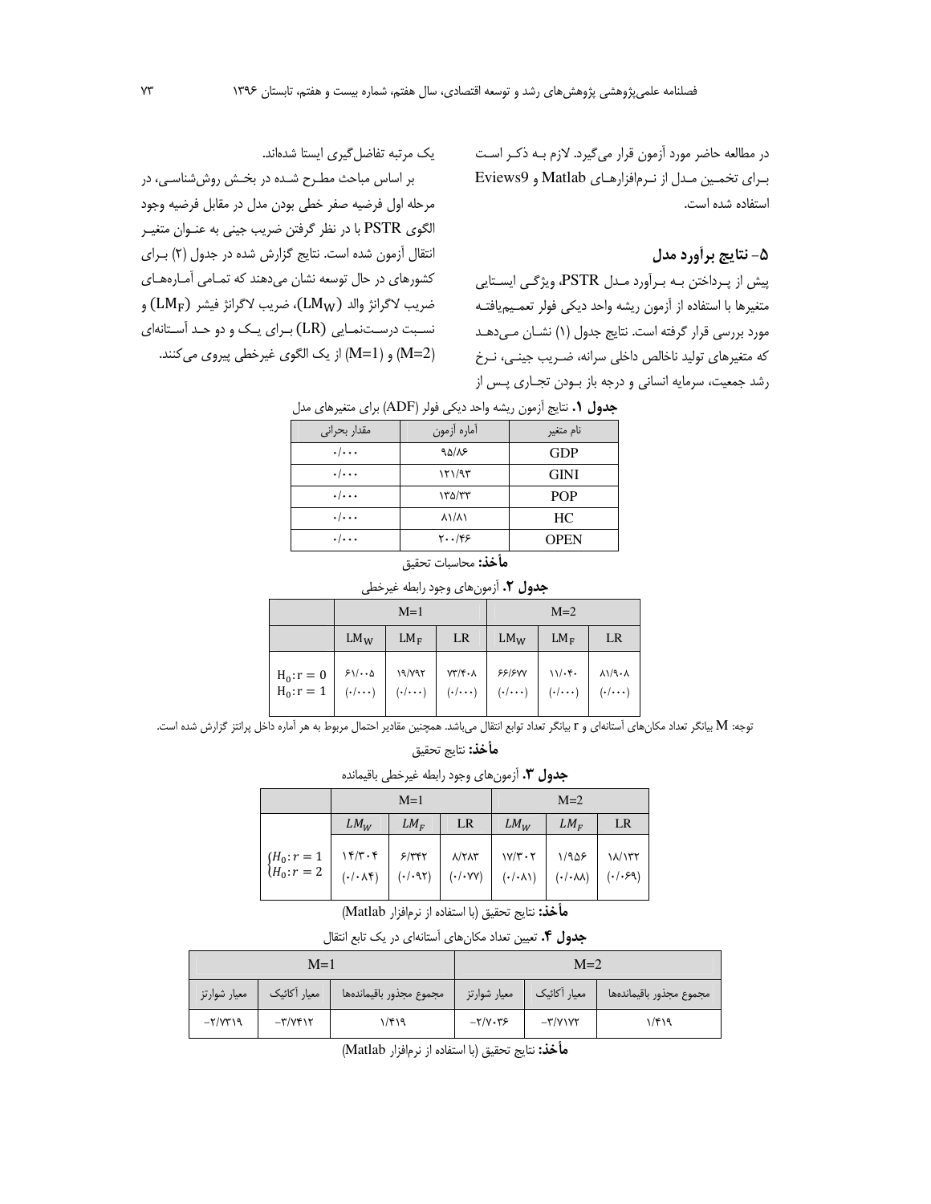در مطالعه حاضر مورد آزمون قرار می‌گیرد. لازم به ذکر است برای تخمین مدل از نرم‌افزارهای Matlab و Eviews9 استفاده شده است.

## ۵- نتایج برآورد مدل

پیش از پرداختن به برآورد مدل PSTR، ویژگی ایستایی متغیرها با استفاده از آزمون ریشه واحد دیکی فولر تعمیم‌یافته مورد بررسی قرار گرفته است. نتایج جدول (۱) نشان می‌دهد که متغیرهای تولید ناخالص داخلی سرانه، ضریب جینی، نرخ رشد جمعیت، سرمایه انسانی و درجه باز بودن تجاری پس از یک مرتبه تفاضل‌گیری ایستا شده‌اند.

بر اساس مباحث مطرح شده در بخش روش‌شناسی، در مرحله اول فرضیه صفر خطی بودن مدل در مقابل فرضیه وجود الگوی PSTR با در نظر گرفتن ضریب جینی به عنوان متغیر انتقال آزمون شده است. نتایج گزارش شده در جدول (۲) برای کشورهای در حال توسعه نشان می‌دهند که تمامی آماره‌های ضریب لاگرانژ والد ($LM_W$)، ضریب لاگرانژ فیشر ($LM_F$) و نسبت درست‌نمایی (LR) برای یک و دو حد آستانه‌ای (M=1) و (M=2) از یک الگوی غیرخطی پیروی می‌کنند.

**جدول ۱.** نتایج آزمون ریشه واحد دیکی فولر (ADF) برای متغیرهای مدل

| نام متغیر | آماره آزمون | مقدار بحرانی |
| --- | --- | --- |
| GDP | ۹۵/۸۶ | ۰/۰۰۰ |
| GINI | ۱۲۱/۹۳ | ۰/۰۰۰ |
| POP | ۱۳۵/۳۳ | ۰/۰۰۰ |
| HC | ۸۱/۸۱ | ۰/۰۰۰ |
| OPEN | ۲۰۰/۴۶ | ۰/۰۰۰ |

**مأخذ:** محاسبات تحقیق

**جدول ۲.** آزمون‌های وجود رابطه غیرخطی

| | M=1 | | | M=2 | | |
| --- | --- | --- | --- | --- | --- | --- |
| | $LM_W$ | $LM_F$ | LR | $LM_W$ | $LM_F$ | LR |
| $H_0: r = 0$ <br> $H_0: r = 1$ | ۶۱/۰۰۵ <br> (۰/۰۰۰) | ۱۹/۷۹۲ <br> (۰/۰۰۰) | ۷۳/۴۰۸ <br> (۰/۰۰۰) | ۶۶/۶۷۷ <br> (۰/۰۰۰) | ۱۱/۰۴۰ <br> (۰/۰۰۰) | ۸۱/۹۰۸ <br> (۰/۰۰۰) |

توجه: M بیانگر تعداد مکان‌های آستانه‌ای و r بیانگر تعداد توابع انتقال می‌باشد. همچنین مقادیر احتمال مربوط به هر آماره داخل پرانتز گزارش شده است.

**مأخذ:** نتایج تحقیق

**جدول ۳.** آزمون‌های وجود رابطه غیرخطی باقیمانده

| | M=1 | | | M=2 | | |
| --- | --- | --- | --- | --- | --- | --- |
| | $LM_W$ | $LM_F$ | LR | $LM_W$ | $LM_F$ | LR |
| $H_0: r = 1$ <br> $H_0: r = 2$ | ۱۴/۳۰۴ <br> (۰/۰۸۴) | ۶/۳۴۲ <br> (۰/۰۹۲) | ۸/۲۸۳ <br> (۰/۰۷۷) | ۱۷/۳۰۲ <br> (۰/۰۸۱) | ۱/۹۵۶ <br> (۰/۰۸۸) | ۱۸/۱۳۲ <br> (۰/۰۶۹) |

**مأخذ:** نتایج تحقیق (با استفاده از نرم‌افزار Matlab)

**جدول ۴.** تعیین تعداد مکان‌های آستانه‌ای در یک تابع انتقال

| M=2 | | | M=1 | | |
| --- | --- | --- | --- | --- | --- |
| مجموع مجذور باقیمانده‌ها | معیار آکائیک | معیار شوارتز | مجموع مجذور باقیمانده‌ها | معیار آکائیک | معیار شوارتز |
| ۱/۴۱۹ | −۳/۷۱۷۲ | −۲/۷۰۳۶ | ۱/۴۱۹ | −۳/۷۴۱۲ | −۲/۷۳۱۹ |

**مأخذ:** نتایج تحقیق (با استفاده از نرم‌افزار Matlab)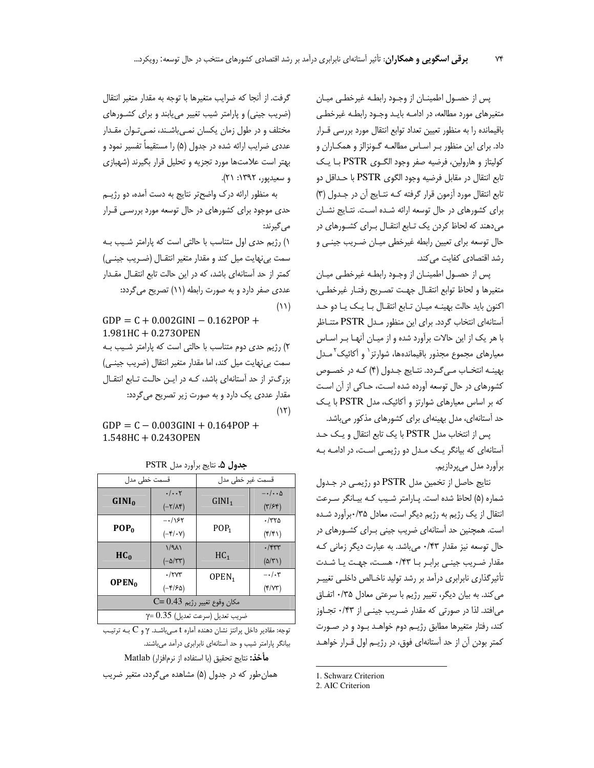پس از حصول اطمینان از وجود رابطه غیرخطی میان متغیرهای مورد مطالعه، در ادامه باید وجود رابطه غیرخطی باقیمانده را به منظور تعیین تعداد توابع انتقال مورد بررسی قرار داد. برای این منظور بر اساس مطالعه گونزالز و همکاران و کولیتاز و هارولین، فرضیه صفر وجود الگوی PSTR با یک تابع انتقال در مقابل فرضیه وجود الگوی PSTR با حداقل دو تابع انتقال مورد آزمون قرار گرفته که نتایج آن در جدول (۳) برای کشورهای در حال توسعه ارائه شده است. نتایج نشان می‌دهند که لحاظ کردن یک تابع انتقال برای کشورهای در حال توسعه برای تعیین رابطه غیرخطی میان ضریب جینی و رشد اقتصادی کفایت می‌کند.

پس از حصول اطمینان از وجود رابطه غیرخطی میان متغیرها و لحاظ توابع انتقال جهت تصریح رفتار غیرخطی، اکنون باید حالت بهینه میان تابع انتقال با یک یا دو حد آستانه‌ای انتخاب گردد. برای این منظور مدل PSTR متناظر با هر یک از این حالات برآورد شده و از میان آنها بر اساس معیارهای مجموع مجذور باقیمانده‌ها، شوارتز[1] و آکائیک[2] مدل بهینه انتخاب می‌گردد. نتایج جدول (۴) که در خصوص کشورهای در حال توسعه آورده شده است، حاکی از آن است که بر اساس معیارهای شوارتز و آکائیک، مدل PSTR با یک حد آستانه‌ای، مدل بهینه‌ای برای کشورهای مذکور می‌باشد.

پس از انتخاب مدل PSTR با یک تابع انتقال و یک حد آستانه‌ای که بیانگر یک مدل دو رژیمی است، در ادامه به برآورد مدل می‌پردازیم.

نتایج حاصل از تخمین مدل PSTR دو رژیمی در جدول شماره (۵) لحاظ شده است. پارامتر شیب که بیانگر سرعت انتقال از یک رژیم به رژیم دیگر است، معادل ۰/۳۵برآورد شده است. همچنین حد آستانه‌ای ضریب جینی برای کشورهای در حال توسعه نیز مقدار ۰/۴۳ می‌باشد. به عبارت دیگر زمانی که مقدار ضریب جینی برابر با ۰/۴۳ هست، جهت یا شدت تأثیرگذاری نابرابری درآمد بر رشد تولید ناخالص داخلی تغییر می‌کند. به بیان دیگر، تغییر رژیم با سرعتی معادل ۰/۳۵ اتفاق می‌افتد. لذا در صورتی که مقدار ضریب جینی از ۰/۴۳ تجاوز کند، رفتار متغیرها مطابق رژیم دوم خواهد بود و در صورت کمتر بودن آن از حد آستانه‌ای فوق، در رژیم اول قرار خواهد گرفت. از آنجا که ضرایب متغیرها با توجه به مقدار متغیر انتقال (ضریب جینی) و پارامتر شیب تغییر می‌یابند و برای کشورهای مختلف و در طول زمان یکسان نمی‌باشند، نمی‌توان مقدار عددی ضرایب ارائه شده در جدول (۵) را مستقیماً تفسیر نمود و بهتر است علامت‌ها مورد تجزیه و تحلیل قرار بگیرند (شهبازی و سعیدپور، ۱۳۹۲: ۲۱).

به منظور ارائه درک واضح‌تر نتایج به دست آمده، دو رژیم حدی موجود برای کشورهای در حال توسعه مورد بررسی قرار می‌گیرند:

۱) رژیم حدی اول متناسب با حالتی است که پارامتر شیب به سمت بی‌نهایت میل کند و مقدار متغیر انتقال (ضریب جینی) کمتر از حد آستانه‌ای باشد، که در این حالت تابع انتقال مقدار عددی صفر دارد و به صورت رابطه (۱۱) تصریح می‌گردد:

$$GDP = C + 0.002GINI - 0.162POP + 1.981HC + 0.273OPEN \quad (11)$$

۲) رژیم حدی دوم متناسب با حالتی است که پارامتر شیب به سمت بی‌نهایت میل کند، اما مقدار متغیر انتقال (ضریب جینی) بزرگ‌تر از حد آستانه‌ای باشد، که در این حالت تابع انتقال مقدار عددی یک دارد و به صورت زیر تصریح می‌گردد:

$$GDP = C - 0.003GINI + 0.164POP + 1.548HC + 0.243OPEN \quad (12)$$

**جدول ۵.** نتایج برآورد مدل PSTR

| قسمت خطی مدل | | قسمت غیر خطی مدل | |
|---|---|---|---|
| $GINI_0$ | ۰/۰۰۲ (۲/۸۴-) | $GINI_1$ | ۰/۰۰۵- (۳/۶۴) |
| $POP_0$ | ۰/۱۶۲- (۴/۰۷-) | $POP_1$ | ۰/۳۲۵ (۴/۴۱) |
| $HC_0$ | ۱/۹۸۱ (۵/۳۳-) | $HC_1$ | ۰/۴۳۳ (۵/۳۱) |
| $OPEN_0$ | ۰/۲۷۳ (۴/۶۵-) | $OPEN_1$ | ۰/۰۳- (۴/۷۳) |
| مکان وقوع تغییر رژیم $C= 0.43$ | | | |
| ضریب تعدیل (سرعت تعدیل) $\gamma= 0.35$ | | | |

توجه: مقادیر داخل پرانتز نشان دهنده آماره t می‌باشد. $\gamma$ و $C$ به ترتیب بیانگر پارامتر شیب و حد آستانه‌ای نابرابری درآمد می‌باشند.

**مأخذ:** نتایج تحقیق (با استفاده از نرم‌افزار Matlab)

همان‌طور که در جدول (۵) مشاهده می‌گردد، متغیر ضریب

---

1. Schwarz Criterion
2. AIC Criterion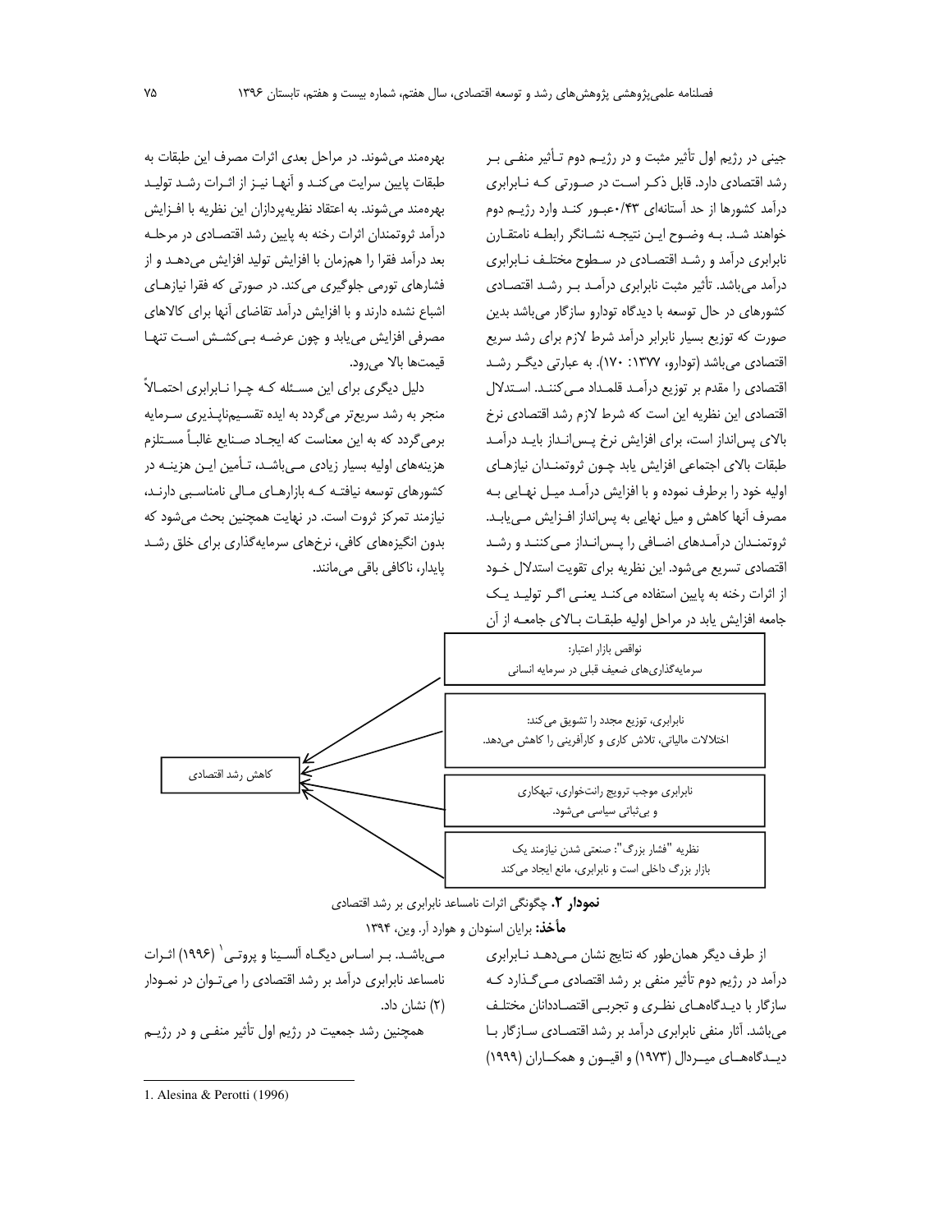جینی در رژیم اول تأثیر مثبت و در رژیم دوم تـأثیر منفـی بـر رشد اقتصادی دارد. قابل ذکـر اسـت در صـورتی کـه نـابرابری درآمد کشورها از حد آستانه‌ای ۰/۴۳عبـور کنـد وارد رژیـم دوم خواهند شـد. بـه وضـوح ایـن نتیجـه نشـانگر رابطـه نامتقـارن نابرابری درآمد و رشـد اقتصـادی در سـطوح مختلـف نـابرابری درآمد می‌باشد. تأثیر مثبت نابرابری درآمـد بـر رشـد اقتصـادی کشورهای در حال توسعه با دیدگاه تودارو سازگار می‌باشد بدین صورت که توزیع بسیار نابرابر درآمد شرط لازم برای رشد سریع اقتصادی می‌باشد (تودارو، ۱۳۷۷: ۱۷۰). به عبارتی دیگـر رشـد اقتصادی را مقدم بر توزیع درآمـد قلمـداد مـی‌کننـد. اسـتدلال اقتصادی این نظریه این است که شرط لازم رشد اقتصادی نرخ بالای پس‌انداز است، برای افزایش نرخ پـس‌انـداز بایـد درآمـد طبقات بالای اجتماعی افزایش یابد چـون ثروتمنـدان نیازهـای اولیه خود را برطرف نموده و با افزایش درآمـد میـل نهـایی بـه مصرف آنها کاهش و میل نهایی به پس‌انداز افـزایش مـی‌یابـد. ثروتمنـدان درآمـدهای اضـافی را پـس‌انـداز مـی‌کننـد و رشـد اقتصادی تسریع می‌شود. این نظریه برای تقویت استدلال خـود از اثرات رخنه به پایین استفاده می‌کنـد یعنـی اگـر تولیـد یـک جامعه افزایش یابد در مراحل اولیه طبقـات بـالای جامعـه از آن بهره‌مند می‌شوند. در مراحل بعدی اثرات مصرف این طبقات به طبقات پایین سرایت می‌کنـد و آنهـا نیـز از اثـرات رشـد تولیـد بهره‌مند می‌شوند. به اعتقاد نظریه‌پردازان این نظریه با افـزایش درآمد ثروتمندان اثرات رخنه به پایین رشد اقتصـادی در مرحلـه بعد درآمد فقرا را همزمان با افزایش تولید افزایش می‌دهـد و از فشارهای تورمی جلوگیری می‌کند. در صورتی که فقرا نیازهـای اشباع نشده دارند و با افزایش درآمد تقاضای آنها برای کالاهای مصرفی افزایش می‌یابد و چون عرضـه بـی‌کشـش اسـت تنهـا قیمت‌ها بالا می‌رود.

دلیل دیگری برای این مسـئله کـه چـرا نـابرابری احتمـالاً منجر به رشد سریع‌تر می‌گردد به ایده تقسـیم‌ناپـذیری سـرمایه برمی‌گردد که به این معناست که ایجـاد صـنایع غالبـاً مسـتلزم هزینه‌های اولیه بسیار زیادی مـی‌باشـد، تـأمین ایـن هزینـه در کشورهای توسعه نیافتـه کـه بازارهـای مـالی نامناسـبی دارنـد، نیازمند تمرکز ثروت است. در نهایت همچنین بحث می‌شود که بدون انگیزه‌های کافی، نرخ‌های سرمایه‌گذاری برای خلق رشـد پایدار، ناکافی باقی می‌مانند.

| | |
|---|---|
| کاهش رشد اقتصادی ← | نواقص بازار اعتبار: سرمایه‌گذاری‌های ضعیف قبلی در سرمایه انسانی |
| | نابرابری، توزیع مجدد را تشویق می‌کند: اختلالات مالیاتی، تلاش کاری و کارآفرینی را کاهش می‌دهد. |
| | نابرابری موجب ترویج رانت‌خواری، تبهکاری و بی‌ثباتی سیاسی می‌شود. |
| | نظریه "فشار بزرگ": صنعتی شدن نیازمند یک بازار بزرگ داخلی است و نابرابری، مانع ایجاد می‌کند |

**نمودار ۲.** چگونگی اثرات نامساعد نابرابری بر رشد اقتصادی

**مأخذ:** برایان اسنودان و هوارد آر. وین، ۱۳۹۴

از طرف دیگر همان‌طور که نتایج نشان مـی‌دهـد نـابرابری درآمد در رژیم دوم تأثیر منفی بر رشد اقتصادی مـی‌گـذارد کـه سازگار با دیـدگاه‌هـای نظـری و تجربـی اقتصـاددانان مختلـف می‌باشد. آثار منفی نابرابری درآمد بر رشد اقتصـادی سـازگار بـا دیـدگاه‌هـای میـردال (۱۹۷۳) و اقیـون و همکـاران (۱۹۹۹) مـی‌باشـد. بـر اسـاس دیگـاه آلسـینا و پروتـی[1] (۱۹۹۶) اثـرات نامساعد نابرابری درآمد بر رشد اقتصادی را می‌تـوان در نمـودار (۲) نشان داد.

همچنین رشد جمعیت در رژیم اول تأثیر منفـی و در رژیـم

1. Alesina & Perotti (1996)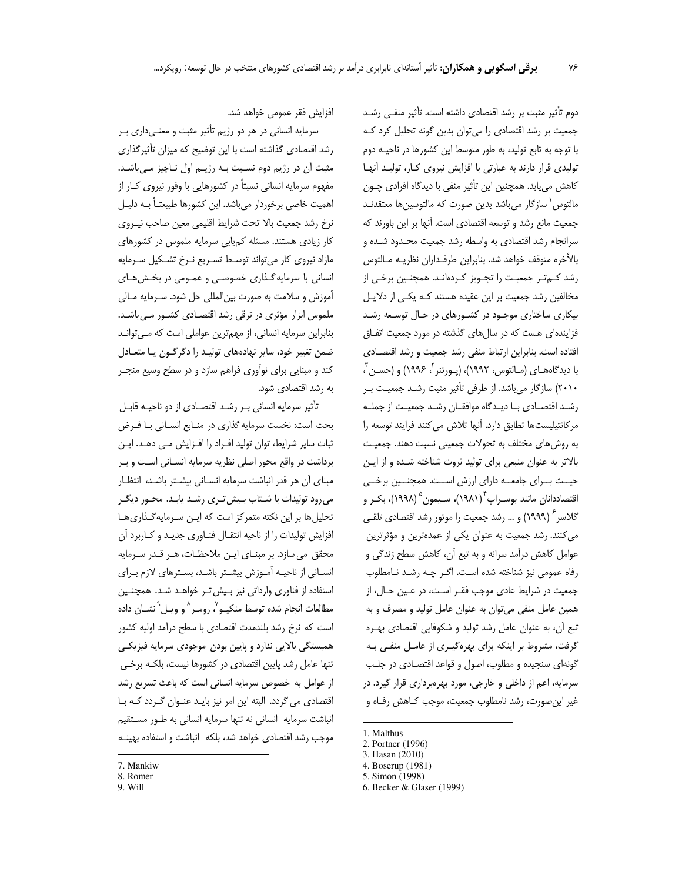دوم تأثیر مثبت بر رشد اقتصادی داشته است. تأثیر منفی رشد جمعیت بر رشد اقتصادی را می‌توان بدین گونه تحلیل کرد که با توجه به تابع تولید، به طور متوسط این کشورها در ناحیه دوم تولیدی قرار دارند به عبارتی با افزایش نیروی کار، تولید آنها کاهش می‌یابد. همچنین این تأثیر منفی با دیدگاه افرادی چون مالتوس[1] سازگار می‌باشد بدین صورت که مالتوسین‌ها معتقدند جمعیت مانع رشد و توسعه اقتصادی است. آنها بر این باورند که سرانجام رشد اقتصادی به واسطه رشد جمعیت محدود شده و بالأخره متوقف خواهد شد. بنابراین طرفداران نظریه مالتوس رشد کم‌تر جمعیت را تجویز کرده‌اند. همچنین برخی از مخالفین رشد جمعیت بر این عقیده هستند که یکی از دلایل بیکاری ساختاری موجود در کشورهای در حال توسعه رشد فزاینده‌ای هست که در سال‌های گذشته در مورد جمعیت اتفاق افتاده است. بنابراین ارتباط منفی رشد جمعیت و رشد اقتصادی با دیدگاه‌های (مالتوس، ۱۹۹۲)، (پورتنر[2]، ۱۹۹۶) و (حسن[3]، ۲۰۱۰) سازگار می‌باشد. از طرفی تأثیر مثبت رشد جمعیت بر رشد اقتصادی با دیدگاه موافقان رشد جمعیت از جمله مرکانتیلیست‌ها تطابق دارد. آنها تلاش می‌کنند فرایند توسعه را به روش‌های مختلف به تحولات جمعیتی نسبت دهند. جمعیت بالاتر به عنوان منبعی برای تولید ثروت شناخته شده و از این حیث برای جامعه دارای ارزش است. همچنین برخی اقتصاددانان مانند بوسراپ[4] (۱۹۸۱)، سیمون[5] (۱۹۹۸)، بکر و گلاسر[6] (۱۹۹۹) و ... رشد جمعیت را موتور رشد اقتصادی تلقی می‌کنند. رشد جمعیت به عنوان یکی از عمده‌ترین و مؤثرترین عوامل کاهش درآمد سرانه و به تبع آن، کاهش سطح زندگی و رفاه عمومی نیز شناخته شده است. اگر چه رشد نامطلوب جمعیت در شرایط عادی موجب فقر است، در عین حال، از همین عامل منفی می‌توان به عنوان عامل تولید و مصرف و به تبع آن، به عنوان عامل رشد تولید و شکوفایی اقتصادی بهره گرفت، مشروط بر اینکه برای بهره‌گیری از عامل منفی به گونه‌ای سنجیده و مطلوب، اصول و قواعد اقتصادی در جلب سرمایه، اعم از داخلی و خارجی، مورد بهره‌برداری قرار گیرد. در غیر این‌صورت، رشد نامطلوب جمعیت، موجب کاهش رفاه و افزایش فقر عمومی خواهد شد.

سرمایه انسانی در هر دو رژیم تأثیر مثبت و معنی‌داری بر رشد اقتصادی گذاشته است با این توضیح که میزان تأثیرگذاری مثبت آن در رژیم دوم نسبت به رژیم اول ناچیز می‌باشد. مفهوم سرمایه انسانی نسبتاً در کشورهایی با وفور نیروی کار از اهمیت خاصی برخوردار می‌باشد. این کشورها طبیعتاً به دلیل نرخ رشد جمعیت بالا تحت شرایط اقلیمی معین صاحب نیروی کار زیادی هستند. مسئله کم‌یابی سرمایه ملموس در کشورهای مازاد نیروی کار می‌تواند توسط تسریع نرخ تشکیل سرمایه انسانی با سرمایه‌گذاری خصوصی و عمومی در بخش‌های آموزش و سلامت به صورت بین‌المللی حل شود. سرمایه مالی ملموس ابزار مؤثری در ترقی رشد اقتصادی کشور می‌باشد. بنابراین سرمایه انسانی، از مهم‌ترین عواملی است که می‌تواند ضمن تغییر خود، سایر نهاده‌های تولید را دگرگون یا متعادل کند و مبنایی برای نوآوری فراهم سازد و در سطح وسیع منجر به رشد اقتصادی شود.

تأثیر سرمایه انسانی بر رشد اقتصادی از دو ناحیه قابل بحث است: نخست سرمایه‌گذاری در منابع انسانی با فرض ثبات سایر شرایط، توان تولید افراد را افزایش می‌دهد. این برداشت در واقع محور اصلی نظریه سرمایه انسانی است و بر مبنای آن هر قدر انباشت سرمایه انسانی بیشتر باشد، انتظار می‌رود تولیدات با شتاب بیش‌تری رشد یابد. محور دیگر تحلیل‌ها بر این نکته متمرکز است که این سرمایه‌گذاری‌ها افزایش تولیدات را از ناحیه انتقال فناوری جدید و کاربرد آن محقق می‌سازد. بر مبنای این ملاحظات، هر قدر سرمایه انسانی از ناحیه آموزش بیشتر باشد، بسترهای لازم برای استفاده از فناوری وارداتی نیز بیش‌تر خواهد شد. همچنین مطالعات انجام شده توسط منکیو[7]، رومر[8] و ویل[9] نشان داده است که نرخ رشد بلندمدت اقتصادی با سطح درآمد اولیه کشور همبستگی بالایی ندارد و پایین بودن موجودی سرمایه فیزیکی تنها عامل رشد پایین اقتصادی در کشورها نیست، بلکه برخی از عوامل به خصوص سرمایه انسانی است که باعث تسریع رشد اقتصادی می‌گردد. البته این امر نیز باید عنوان گردد که با انباشت سرمایه انسانی نه تنها سرمایه انسانی به طور مستقیم موجب رشد اقتصادی خواهد شد، بلکه انباشت و استفاده بهینه

---

1. Malthus
2. Portner (1996)
3. Hasan (2010)
4. Boserup (1981)
5. Simon (1998)
6. Becker & Glaser (1999)
7. Mankiw
8. Romer
9. Will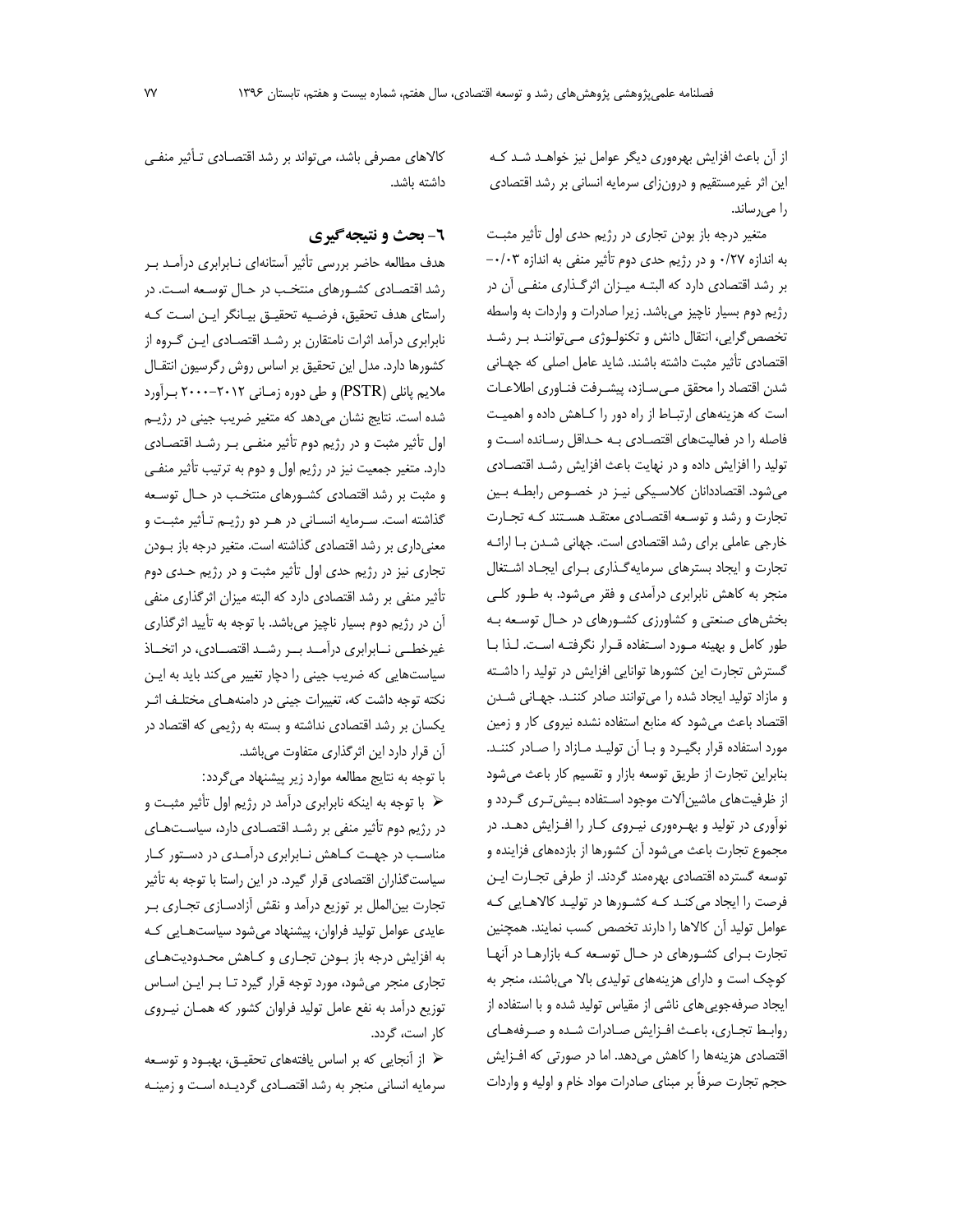از آن باعث افزایش بهره‌وری دیگر عوامل نیز خواهد شد که این اثر غیرمستقیم و درون‌زای سرمایه انسانی بر رشد اقتصادی را می‌رساند.

متغیر درجه باز بودن تجاری در رژیم حدی اول تأثیر مثبت به اندازه ۰/۲۷ و در رژیم حدی دوم تأثیر منفی به اندازه ۰/۰۳- بر رشد اقتصادی دارد که البته میزان اثرگذاری منفی آن در رژیم دوم بسیار ناچیز می‌باشد. زیرا صادرات و واردات به واسطه تخصص‌گرایی، انتقال دانش و تکنولوژی می‌توانند بر رشد اقتصادی تأثیر مثبت داشته باشند. شاید عامل اصلی که جهانی شدن اقتصاد را محقق می‌سازد، پیشرفت فناوری اطلاعات است که هزینه‌های ارتباط از راه دور را کاهش داده و اهمیت فاصله را در فعالیت‌های اقتصادی به حداقل رسانده است و تولید را افزایش داده و در نهایت باعث افزایش رشد اقتصادی می‌شود. اقتصاددانان کلاسیکی نیز در خصوص رابطه بین تجارت و رشد و توسعه اقتصادی معتقد هستند که تجارت خارجی عاملی برای رشد اقتصادی است. جهانی شدن با ارائه تجارت و ایجاد بسترهای سرمایه‌گذاری برای ایجاد اشتغال منجر به کاهش نابرابری درآمدی و فقر می‌شود. به طور کلی بخش‌های صنعتی و کشاورزی کشورهای در حال توسعه به طور کامل و بهینه مورد استفاده قرار نگرفته است. لذا با گسترش تجارت این کشورها توانایی افزایش در تولید را داشته و مازاد تولید ایجاد شده را می‌توانند صادر کنند. جهانی شدن اقتصاد باعث می‌شود که منابع استفاده نشده نیروی کار و زمین مورد استفاده قرار بگیرد و با آن تولید مازاد را صادر کنند. بنابراین تجارت از طریق توسعه بازار و تقسیم کار باعث می‌شود از ظرفیت‌های ماشین‌آلات موجود استفاده بیش‌تری گردد و نوآوری در تولید و بهره‌وری نیروی کار را افزایش دهد. در مجموع تجارت باعث می‌شود آن کشورها از بازده‌های فزاینده و توسعه گسترده اقتصادی بهره‌مند گردند. از طرفی تجارت این فرصت را ایجاد می‌کند که کشورها در تولید کالاهایی که عوامل تولید آن کالاها را دارند تخصص کسب نمایند. همچنین تجارت برای کشورهای در حال توسعه که بازارها در آنها کوچک است و دارای هزینه‌های تولیدی بالا می‌باشند، منجر به ایجاد صرفه‌جویی‌های ناشی از مقیاس تولید شده و با استفاده از روابط تجاری، باعث افزایش صادرات شده و صرفه‌های اقتصادی هزینه‌ها را کاهش می‌دهد. اما در صورتی که افزایش حجم تجارت صرفاً بر مبنای صادرات مواد خام و اولیه و واردات کالاهای مصرفی باشد، می‌تواند بر رشد اقتصادی تأثیر منفی داشته باشد.

## ۶- بحث و نتیجه‌گیری

هدف مطالعه حاضر بررسی تأثیر آستانه‌ای نابرابری درآمد بر رشد اقتصادی کشورهای منتخب در حال توسعه است. در راستای هدف تحقیق، فرضیه تحقیق بیانگر این است که نابرابری درآمد اثرات نامتقارن بر رشد اقتصادی این گروه از کشورها دارد. مدل این تحقیق بر اساس روش رگرسیون انتقال ملایم پانلی (PSTR) و طی دوره زمانی ۲۰۱۲-۲۰۰۰ برآورد شده است. نتایج نشان می‌دهد که متغیر ضریب جینی در رژیم اول تأثیر مثبت و در رژیم دوم تأثیر منفی بر رشد اقتصادی دارد. متغیر جمعیت نیز در رژیم اول و دوم به ترتیب تأثیر منفی و مثبت بر رشد اقتصادی کشورهای منتخب در حال توسعه گذاشته است. سرمایه انسانی در هر دو رژیم تأثیر مثبت و معنی‌داری بر رشد اقتصادی گذاشته است. متغیر درجه باز بودن تجاری نیز در رژیم حدی اول تأثیر مثبت و در رژیم حدی دوم تأثیر منفی بر رشد اقتصادی دارد که البته میزان اثرگذاری منفی آن در رژیم دوم بسیار ناچیز می‌باشد. با توجه به تأیید اثرگذاری غیرخطی نابرابری درآمد بر رشد اقتصادی، در اتخاذ سیاست‌هایی که ضریب جینی را دچار تغییر می‌کند باید به این نکته توجه داشت که، تغییرات جینی در دامنه‌های مختلف اثر یکسان بر رشد اقتصادی نداشته و بسته به رژیمی که اقتصاد در آن قرار دارد این اثرگذاری متفاوت می‌باشد.

با توجه به نتایج مطالعه موارد زیر پیشنهاد می‌گردد:

- با توجه به اینکه نابرابری درآمد در رژیم اول تأثیر مثبت و در رژیم دوم تأثیر منفی بر رشد اقتصادی دارد، سیاست‌های مناسب در جهت کاهش نابرابری درآمدی در دستور کار سیاست‌گذاران اقتصادی قرار گیرد. در این راستا با توجه به تأثیر تجارت بین‌الملل بر توزیع درآمد و نقش آزادسازی تجاری بر عایدی عوامل تولید فراوان، پیشنهاد می‌شود سیاست‌هایی که به افزایش درجه باز بودن تجاری و کاهش محدودیت‌های تجاری منجر می‌شود، مورد توجه قرار گیرد تا بر این اساس توزیع درآمد به نفع عامل تولید فراوان کشور که همان نیروی کار است، گردد.
- از آنجایی که بر اساس یافته‌های تحقیق، بهبود و توسعه سرمایه انسانی منجر به رشد اقتصادی گردیده است و زمینه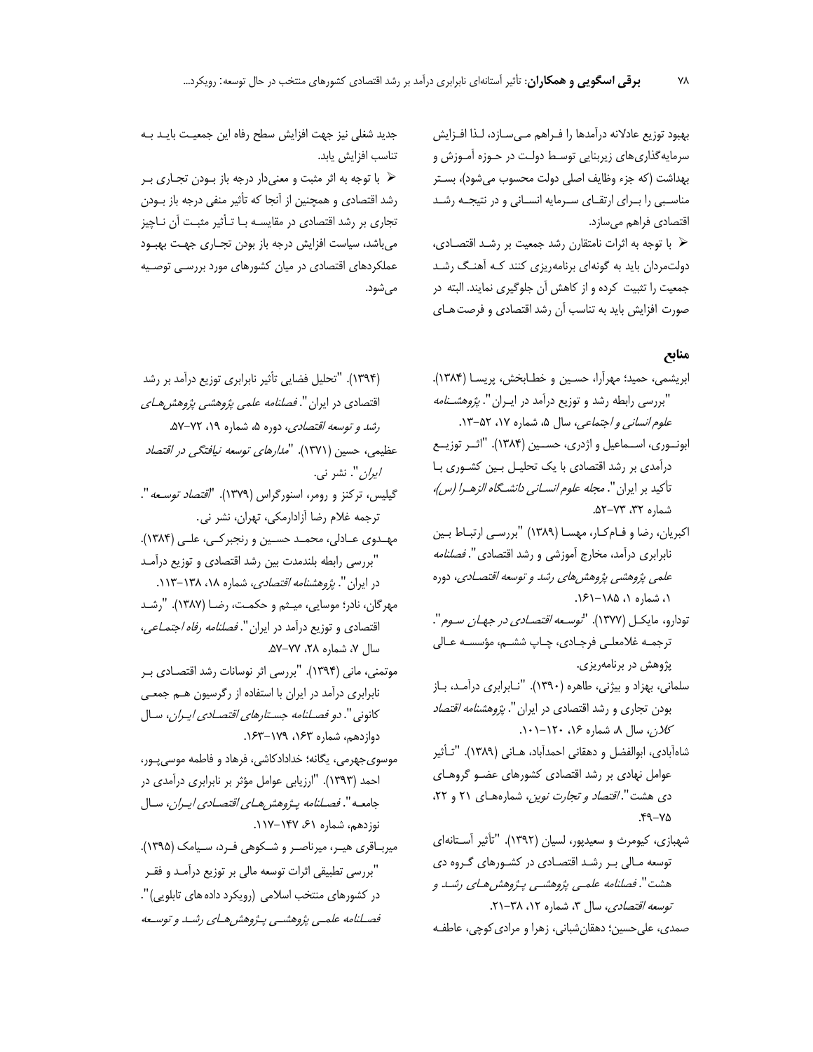بهبود توزیع عادلانه درآمدها را فراهم می‌سازد، لذا افزایش سرمایه‌گذاری‌های زیربنایی توسط دولت در حوزه آموزش و بهداشت (که جزء وظایف اصلی دولت محسوب می‌شود)، بستر مناسبی را برای ارتقای سرمایه انسانی و در نتیجه رشد اقتصادی فراهم می‌سازد.

- با توجه به اثرات نامتقارن رشد جمعیت بر رشد اقتصادی، دولت‌مردان باید به گونه‌ای برنامه‌ریزی کنند که آهنگ رشد جمعیت را تثبیت کرده و از کاهش آن جلوگیری نمایند. البته در صورت افزایش باید به تناسب آن رشد اقتصادی و فرصت‌های جدید شغلی نیز جهت افزایش سطح رفاه این جمعیت باید به تناسب افزایش یابد.
- با توجه به اثر مثبت و معنی‌دار درجه باز بودن تجاری بر رشد اقتصادی و همچنین از آنجا که تأثیر منفی درجه باز بودن تجاری بر رشد اقتصادی در مقایسه با تأثیر مثبت آن ناچیز می‌باشد، سیاست افزایش درجه باز بودن تجاری جهت بهبود عملکردهای اقتصادی در میان کشورهای مورد بررسی توصیه می‌شود.

## منابع

ابریشمی، حمید؛ مهرآرا، حسین و خطابخش، پریسا (۱۳۸۴). "بررسی رابطه رشد و توزیع درآمد در ایران". *پژوهشنامه علوم انسانی و اجتماعی*، سال ۵، شماره ۱۷، ۵۲-۱۳.

ابونوری، اسماعیل و اژدری، حسین (۱۳۸۴). "اثر توزیع درآمدی بر رشد اقتصادی با یک تحلیل بین کشوری با تأکید بر ایران". *مجله علوم انسانی دانشگاه الزهرا (س)*، شماره ۳۲، ۷۳-۵۲.

اکبریان، رضا و فام‌کار، مهسا (۱۳۸۹) "بررسی ارتباط بین نابرابری درآمد، مخارج آموزشی و رشد اقتصادی". *فصلنامه علمی پژوهشی پژوهش‌های رشد و توسعه اقتصادی*، دوره ۱، شماره ۱، ۱۸۵-۱۶۱.

تودارو، مایکل (۱۳۷۷). *"توسعه اقتصادی در جهان سوم"*. ترجمه غلامعلی فرجادی، چاپ ششم، مؤسسه عالی پژوهش در برنامه‌ریزی.

سلمانی، بهزاد و بیژنی، طاهره (۱۳۹۰). "نابرابری درآمد، باز بودن تجاری و رشد اقتصادی در ایران". *پژوهشنامه اقتصاد کلان*، سال ۸، شماره ۱۶، ۱۲۰-۱۰۱.

شاه‌آبادی، ابوالفضل و دهقانی احمدآباد، هانی (۱۳۸۹). "تأثیر عوامل نهادی بر رشد اقتصادی کشورهای عضو گروه‌های دی هشت". *اقتصاد و تجارت نوین*، شماره‌های ۲۱ و ۲۲، ۷۵-۴۹.

شهبازی، کیومرث و سعیدپور، لسیان (۱۳۹۲). "تأثیر آستانه‌ای توسعه مالی بر رشد اقتصادی در کشورهای گروه دی هشت". *فصلنامه علمی پژوهشی پژوهش‌های رشد و توسعه اقتصادی*، سال ۳، شماره ۱۲، ۳۸-۲۱.

صمدی، علی‌حسین؛ دهقان‌شبانی، زهرا و مرادی‌کوچی، عاطفه (۱۳۹۴). "تحلیل فضایی تأثیر نابرابری توزیع درآمد بر رشد اقتصادی در ایران". *فصلنامه علمی پژوهشی پژوهش‌های رشد و توسعه اقتصادی*، دوره ۵، شماره ۱۹، ۷۲-۵۷.

عظیمی، حسین (۱۳۷۱). *"مدارهای توسعه نیافتگی در اقتصاد ایران"*. نشر نی.

گیلیس، ترکنز و رومر، اسنورگراس (۱۳۷۹). *"اقتصاد توسعه"*. ترجمه غلام رضا آزادارمکی، تهران، نشر نی.

مهدوی عادلی، محمد حسین و رنجبرکی، علی (۱۳۸۴). "بررسی رابطه بلندمدت بین رشد اقتصادی و توزیع درآمد در ایران". *پژوهشنامه اقتصادی*، شماره ۱۸، ۱۳۸-۱۱۳.

مهرگان، نادر؛ موسایی، میثم و حکمت، رضا (۱۳۸۷). "رشد اقتصادی و توزیع درآمد در ایران". *فصلنامه رفاه اجتماعی*، سال ۷، شماره ۲۸، ۷۷-۵۷.

موتمنی، مانی (۱۳۹۴). "بررسی اثر نوسانات رشد اقتصادی بر نابرابری درآمد در ایران با استفاده از رگرسیون هم جمعی کانونی". *دو فصلنامه جستارهای اقتصادی ایران*، سال دوازدهم، شماره ۱۶۳، ۱۷۹-۱۶۳.

موسوی‌جهرمی، یگانه؛ خدادادکاشی، فرهاد و فاطمه موسی‌پور، احمد (۱۳۹۳). "ارزیابی عوامل مؤثر بر نابرابری درآمدی در جامعه". *فصلنامه پژوهش‌های اقتصادی ایران*، سال نوزدهم، شماره ۶۱، ۱۴۷-۱۱۷.

میرباقری هیر، میرناصر و شکوهی فرد، سیامک (۱۳۹۵). "بررسی تطبیقی اثرات توسعه مالی بر توزیع درآمد و فقر در کشورهای منتخب اسلامی (رویکرد داده های تابلویی)". *فصلنامه علمی پژوهشی پژوهش‌های رشد و توسعه*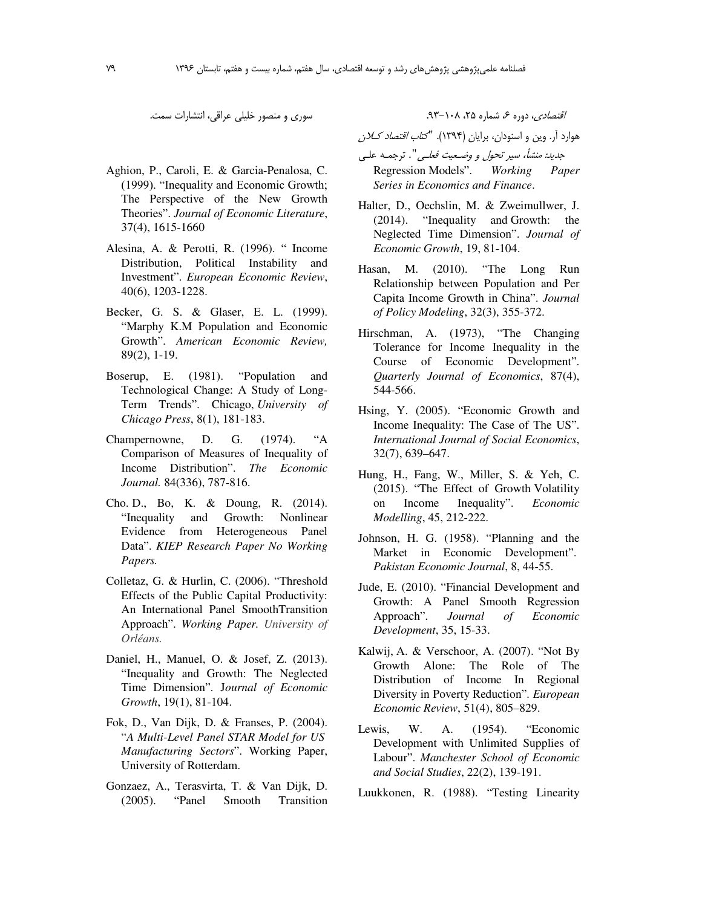اقتصادی، دوره ۶، شماره ۲۵، ۱۰۸-۹۳.

هوارد آر. وین و اسنودان، برایان (۱۳۹۴). "*کتاب اقتصاد کلان جدید: منشأ، سیر تحول و وضعیت فعلی*". ترجمه علی سوری و منصور خلیلی عراقی، انتشارات سمت.

Aghion, P., Caroli, E. & Garcia-Penalosa, C. (1999). "Inequality and Economic Growth; The Perspective of the New Growth Theories". *Journal of Economic Literature*, 37(4), 1615-1660

Alesina, A. & Perotti, R. (1996). " Income Distribution, Political Instability and Investment". *European Economic Review*, 40(6), 1203-1228.

Becker, G. S. & Glaser, E. L. (1999). "Marphy K.M Population and Economic Growth". *American Economic Review,* 89(2), 1-19.

Boserup, E. (1981). "Population and Technological Change: A Study of Long-Term Trends". Chicago, *University of Chicago Press*, 8(1), 181-183.

Champernowne, D. G. (1974). "A Comparison of Measures of Inequality of Income Distribution". *The Economic Journal.* 84(336), 787-816.

Cho. D., Bo, K. & Doung, R. (2014). "Inequality and Growth: Nonlinear Evidence from Heterogeneous Panel Data". *KIEP Research Paper No Working Papers.*

Colletaz, G. & Hurlin, C. (2006). "Threshold Effects of the Public Capital Productivity: An International Panel SmoothTransition Approach". *Working Paper. University of Orléans.*

Daniel, H., Manuel, O. & Josef, Z. (2013). "Inequality and Growth: The Neglected Time Dimension". J*ournal of Economic Growth*, 19(1), 81-104.

Fok, D., Van Dijk, D. & Franses, P. (2004). "*A Multi-Level Panel STAR Model for US Manufacturing Sectors*". Working Paper, University of Rotterdam.

Gonzaez, A., Terasvirta, T. & Van Dijk, D. (2005). "Panel Smooth Transition Regression Models". *Working Paper Series in Economics and Finance*.

Halter, D., Oechslin, M. & Zweimullwer, J. (2014). "Inequality and Growth: the Neglected Time Dimension". *Journal of Economic Growth*, 19, 81-104.

Hasan, M. (2010). "The Long Run Relationship between Population and Per Capita Income Growth in China". *Journal of Policy Modeling*, 32(3), 355-372.

Hirschman, A. (1973), "The Changing Tolerance for Income Inequality in the Course of Economic Development". *Quarterly Journal of Economics*, 87(4), 544-566.

Hsing, Y. (2005). "Economic Growth and Income Inequality: The Case of The US". *International Journal of Social Economics*, 32(7), 639–647.

Hung, H., Fang, W., Miller, S. & Yeh, C. (2015). "The Effect of Growth Volatility on Income Inequality". *Economic Modelling*, 45, 212-222.

Johnson, H. G. (1958). "Planning and the Market in Economic Development". *Pakistan Economic Journal*, 8, 44-55.

Jude, E. (2010). "Financial Development and Growth: A Panel Smooth Regression Approach". *Journal of Economic Development*, 35, 15-33.

Kalwij, A. & Verschoor, A. (2007). "Not By Growth Alone: The Role of The Distribution of Income In Regional Diversity in Poverty Reduction". *European Economic Review*, 51(4), 805–829.

Lewis, W. A. (1954). "Economic Development with Unlimited Supplies of Labour". *Manchester School of Economic and Social Studies*, 22(2), 139-191.

Luukkonen, R. (1988). "Testing Linearity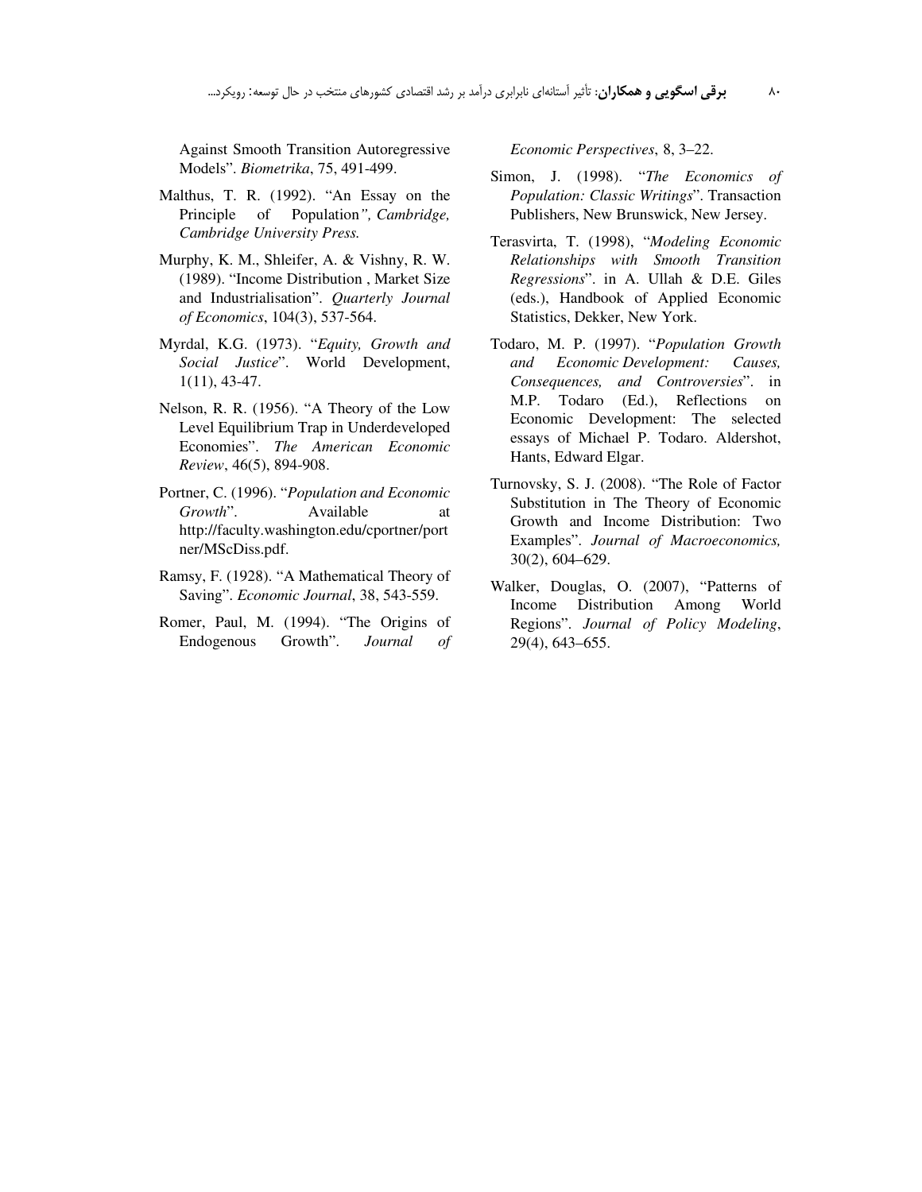Against Smooth Transition Autoregressive Models". *Biometrika*, 75, 491-499.

Malthus, T. R. (1992). "An Essay on the Principle of Population*", Cambridge, Cambridge University Press.*

Murphy, K. M., Shleifer, A. & Vishny, R. W. (1989). "Income Distribution , Market Size and Industrialisation". *Quarterly Journal of Economics*, 104(3), 537-564.

Myrdal, K.G. (1973). "*Equity, Growth and Social Justice*". World Development, 1(11), 43-47.

Nelson, R. R. (1956). "A Theory of the Low Level Equilibrium Trap in Underdeveloped Economies". *The American Economic Review*, 46(5), 894-908.

Portner, C. (1996). "*Population and Economic Growth*". Available at http://faculty.washington.edu/cportner/portner/MScDiss.pdf.

Ramsy, F. (1928). "A Mathematical Theory of Saving". *Economic Journal*, 38, 543-559.

Romer, Paul, M. (1994). "The Origins of Endogenous Growth". *Journal of Economic Perspectives*, 8, 3–22.

Simon, J. (1998). "*The Economics of Population: Classic Writings*". Transaction Publishers, New Brunswick, New Jersey.

Terasvirta, T. (1998), "*Modeling Economic Relationships with Smooth Transition Regressions*". in A. Ullah & D.E. Giles (eds.), Handbook of Applied Economic Statistics, Dekker, New York.

Todaro, M. P. (1997). "*Population Growth and Economic Development: Causes, Consequences, and Controversies*". in M.P. Todaro (Ed.), Reflections on Economic Development: The selected essays of Michael P. Todaro. Aldershot, Hants, Edward Elgar.

Turnovsky, S. J. (2008). "The Role of Factor Substitution in The Theory of Economic Growth and Income Distribution: Two Examples". *Journal of Macroeconomics,* 30(2), 604–629.

Walker, Douglas, O. (2007), "Patterns of Income Distribution Among World Regions". *Journal of Policy Modeling*, 29(4), 643–655.